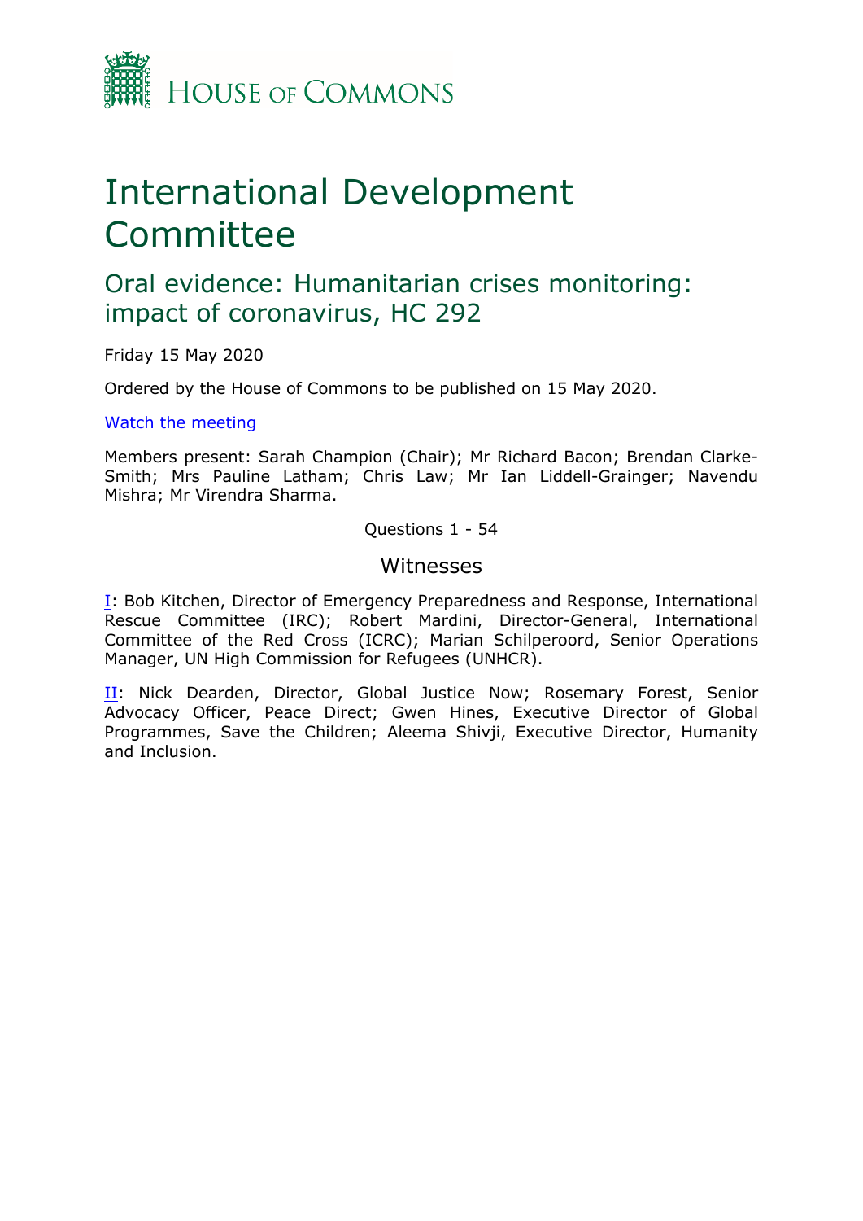HOUSE OF COMMONS

# International Development Committee

## Oral evidence: Humanitarian crises monitoring: impact of coronavirus, HC 292

Friday 15 May 2020

Ordered by the House of Commons to be published on 15 May 2020.

[Watch the meeting](#)

Members present: Sarah Champion (Chair); Mr Richard Bacon; Brendan Clarke-Smith; Mrs Pauline Latham; Chris Law; Mr Ian Liddell-Grainger; Navendu Mishra; Mr Virendra Sharma.

Questions 1 - 54

### Witnesses

I: Bob Kitchen, Director of Emergency Preparedness and Response, International Rescue Committee (IRC); Robert Mardini, Director-General, International Committee of the Red Cross (ICRC); Marian Schilperoord, Senior Operations Manager, UN High Commission for Refugees (UNHCR).

II: Nick Dearden, Director, Global Justice Now; Rosemary Forest, Senior Advocacy Officer, Peace Direct; Gwen Hines, Executive Director of Global Programmes, Save the Children; Aleema Shivji, Executive Director, Humanity and Inclusion.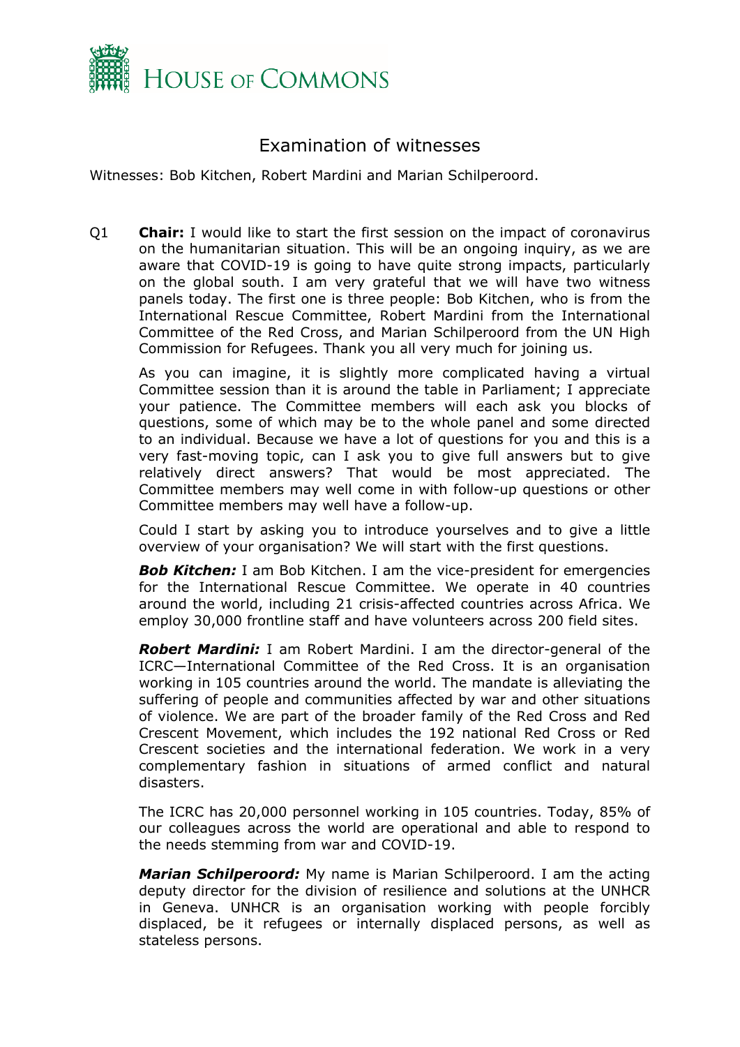# Examination of witnesses

Witnesses: Bob Kitchen, Robert Mardini and Marian Schilperoord.

Q1 **Chair:** I would like to start the first session on the impact of coronavirus on the humanitarian situation. This will be an ongoing inquiry, as we are aware that COVID-19 is going to have quite strong impacts, particularly on the global south. I am very grateful that we will have two witness panels today. The first one is three people: Bob Kitchen, who is from the International Rescue Committee, Robert Mardini from the International Committee of the Red Cross, and Marian Schilperoord from the UN High Commission for Refugees. Thank you all very much for joining us.

As you can imagine, it is slightly more complicated having a virtual Committee session than it is around the table in Parliament; I appreciate your patience. The Committee members will each ask you blocks of questions, some of which may be to the whole panel and some directed to an individual. Because we have a lot of questions for you and this is a very fast-moving topic, can I ask you to give full answers but to give relatively direct answers? That would be most appreciated. The Committee members may well come in with follow-up questions or other Committee members may well have a follow-up.

Could I start by asking you to introduce yourselves and to give a little overview of your organisation? We will start with the first questions.

***Bob Kitchen:*** I am Bob Kitchen. I am the vice-president for emergencies for the International Rescue Committee. We operate in 40 countries around the world, including 21 crisis-affected countries across Africa. We employ 30,000 frontline staff and have volunteers across 200 field sites.

***Robert Mardini:*** I am Robert Mardini. I am the director-general of the ICRC—International Committee of the Red Cross. It is an organisation working in 105 countries around the world. The mandate is alleviating the suffering of people and communities affected by war and other situations of violence. We are part of the broader family of the Red Cross and Red Crescent Movement, which includes the 192 national Red Cross or Red Crescent societies and the international federation. We work in a very complementary fashion in situations of armed conflict and natural disasters.

The ICRC has 20,000 personnel working in 105 countries. Today, 85% of our colleagues across the world are operational and able to respond to the needs stemming from war and COVID-19.

***Marian Schilperoord:*** My name is Marian Schilperoord. I am the acting deputy director for the division of resilience and solutions at the UNHCR in Geneva. UNHCR is an organisation working with people forcibly displaced, be it refugees or internally displaced persons, as well as stateless persons.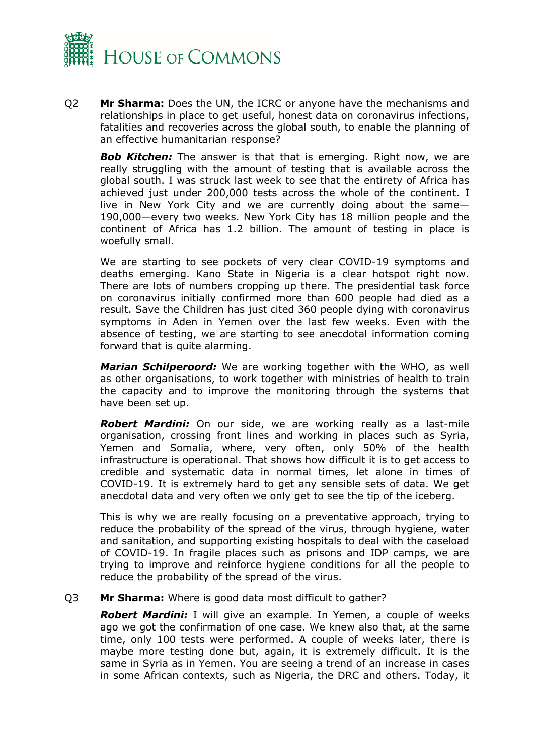Q2 **Mr Sharma:** Does the UN, the ICRC or anyone have the mechanisms and relationships in place to get useful, honest data on coronavirus infections, fatalities and recoveries across the global south, to enable the planning of an effective humanitarian response?

***Bob Kitchen:*** The answer is that that is emerging. Right now, we are really struggling with the amount of testing that is available across the global south. I was struck last week to see that the entirety of Africa has achieved just under 200,000 tests across the whole of the continent. I live in New York City and we are currently doing about the same—190,000—every two weeks. New York City has 18 million people and the continent of Africa has 1.2 billion. The amount of testing in place is woefully small.

We are starting to see pockets of very clear COVID-19 symptoms and deaths emerging. Kano State in Nigeria is a clear hotspot right now. There are lots of numbers cropping up there. The presidential task force on coronavirus initially confirmed more than 600 people had died as a result. Save the Children has just cited 360 people dying with coronavirus symptoms in Aden in Yemen over the last few weeks. Even with the absence of testing, we are starting to see anecdotal information coming forward that is quite alarming.

***Marian Schilperoord:*** We are working together with the WHO, as well as other organisations, to work together with ministries of health to train the capacity and to improve the monitoring through the systems that have been set up.

***Robert Mardini:*** On our side, we are working really as a last-mile organisation, crossing front lines and working in places such as Syria, Yemen and Somalia, where, very often, only 50% of the health infrastructure is operational. That shows how difficult it is to get access to credible and systematic data in normal times, let alone in times of COVID-19. It is extremely hard to get any sensible sets of data. We get anecdotal data and very often we only get to see the tip of the iceberg.

This is why we are really focusing on a preventative approach, trying to reduce the probability of the spread of the virus, through hygiene, water and sanitation, and supporting existing hospitals to deal with the caseload of COVID-19. In fragile places such as prisons and IDP camps, we are trying to improve and reinforce hygiene conditions for all the people to reduce the probability of the spread of the virus.

Q3 **Mr Sharma:** Where is good data most difficult to gather?

***Robert Mardini:*** I will give an example. In Yemen, a couple of weeks ago we got the confirmation of one case. We knew also that, at the same time, only 100 tests were performed. A couple of weeks later, there is maybe more testing done but, again, it is extremely difficult. It is the same in Syria as in Yemen. You are seeing a trend of an increase in cases in some African contexts, such as Nigeria, the DRC and others. Today, it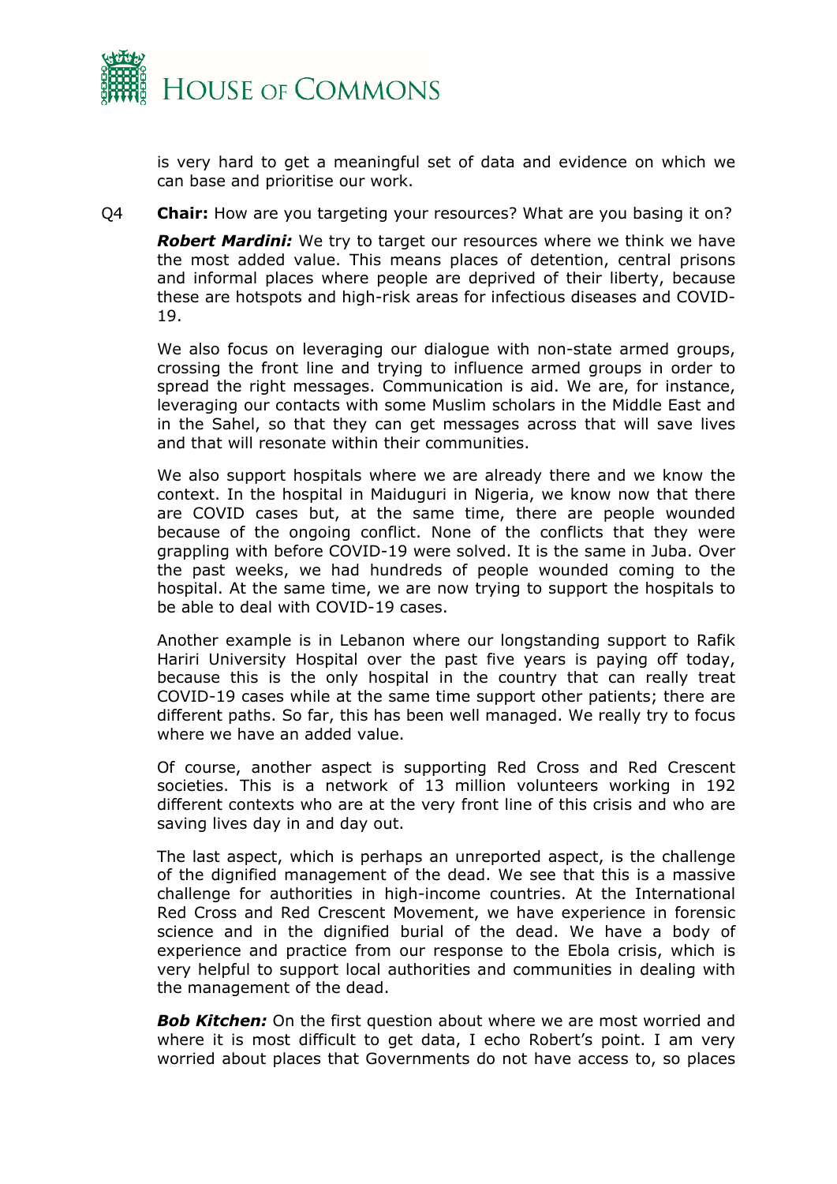is very hard to get a meaningful set of data and evidence on which we can base and prioritise our work.

Q4 **Chair:** How are you targeting your resources? What are you basing it on?

***Robert Mardini:*** We try to target our resources where we think we have the most added value. This means places of detention, central prisons and informal places where people are deprived of their liberty, because these are hotspots and high-risk areas for infectious diseases and COVID-19.

We also focus on leveraging our dialogue with non-state armed groups, crossing the front line and trying to influence armed groups in order to spread the right messages. Communication is aid. We are, for instance, leveraging our contacts with some Muslim scholars in the Middle East and in the Sahel, so that they can get messages across that will save lives and that will resonate within their communities.

We also support hospitals where we are already there and we know the context. In the hospital in Maiduguri in Nigeria, we know now that there are COVID cases but, at the same time, there are people wounded because of the ongoing conflict. None of the conflicts that they were grappling with before COVID-19 were solved. It is the same in Juba. Over the past weeks, we had hundreds of people wounded coming to the hospital. At the same time, we are now trying to support the hospitals to be able to deal with COVID-19 cases.

Another example is in Lebanon where our longstanding support to Rafik Hariri University Hospital over the past five years is paying off today, because this is the only hospital in the country that can really treat COVID-19 cases while at the same time support other patients; there are different paths. So far, this has been well managed. We really try to focus where we have an added value.

Of course, another aspect is supporting Red Cross and Red Crescent societies. This is a network of 13 million volunteers working in 192 different contexts who are at the very front line of this crisis and who are saving lives day in and day out.

The last aspect, which is perhaps an unreported aspect, is the challenge of the dignified management of the dead. We see that this is a massive challenge for authorities in high-income countries. At the International Red Cross and Red Crescent Movement, we have experience in forensic science and in the dignified burial of the dead. We have a body of experience and practice from our response to the Ebola crisis, which is very helpful to support local authorities and communities in dealing with the management of the dead.

***Bob Kitchen:*** On the first question about where we are most worried and where it is most difficult to get data, I echo Robert's point. I am very worried about places that Governments do not have access to, so places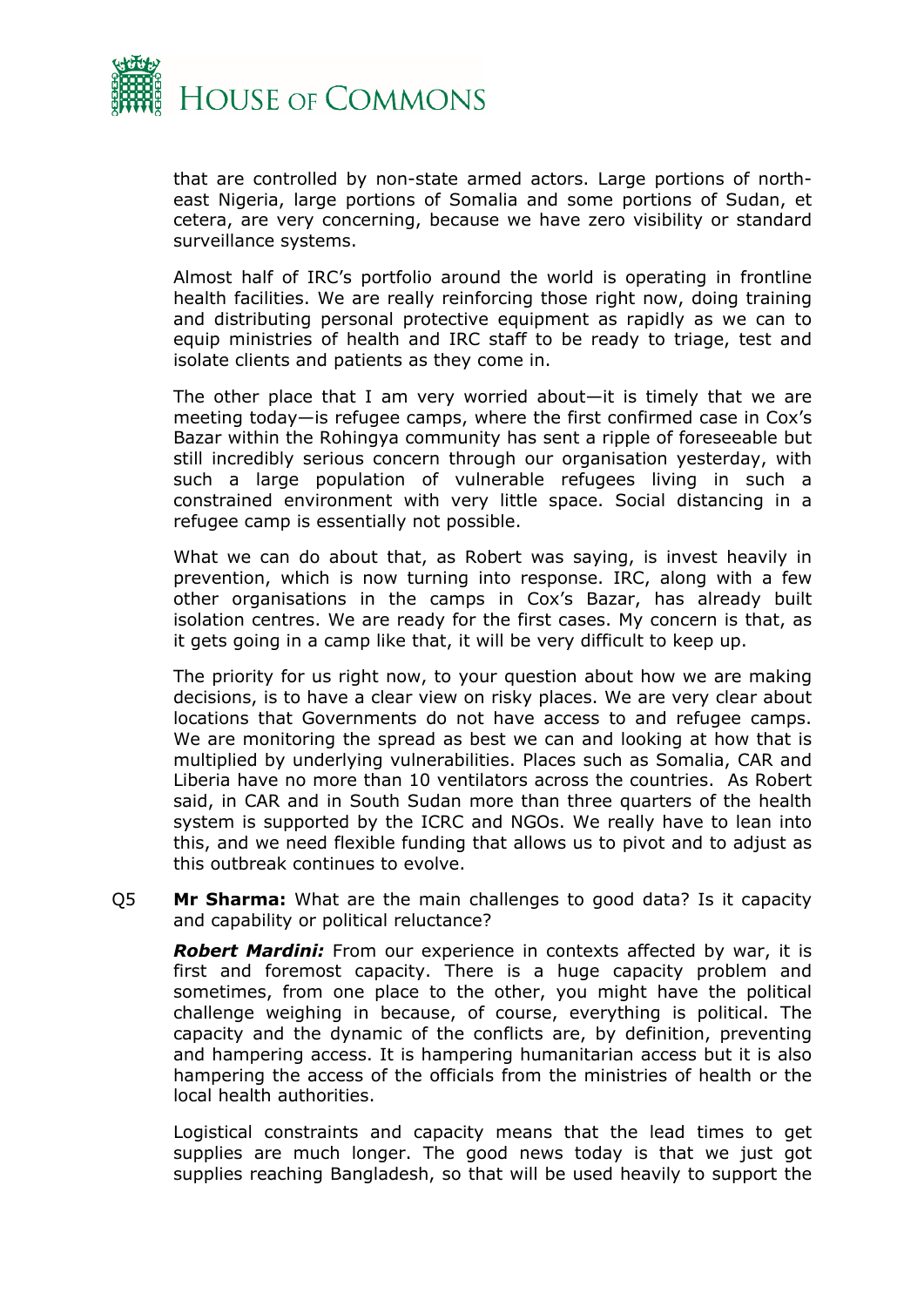that are controlled by non-state armed actors. Large portions of north-east Nigeria, large portions of Somalia and some portions of Sudan, et cetera, are very concerning, because we have zero visibility or standard surveillance systems.

Almost half of IRC's portfolio around the world is operating in frontline health facilities. We are really reinforcing those right now, doing training and distributing personal protective equipment as rapidly as we can to equip ministries of health and IRC staff to be ready to triage, test and isolate clients and patients as they come in.

The other place that I am very worried about—it is timely that we are meeting today—is refugee camps, where the first confirmed case in Cox's Bazar within the Rohingya community has sent a ripple of foreseeable but still incredibly serious concern through our organisation yesterday, with such a large population of vulnerable refugees living in such a constrained environment with very little space. Social distancing in a refugee camp is essentially not possible.

What we can do about that, as Robert was saying, is invest heavily in prevention, which is now turning into response. IRC, along with a few other organisations in the camps in Cox's Bazar, has already built isolation centres. We are ready for the first cases. My concern is that, as it gets going in a camp like that, it will be very difficult to keep up.

The priority for us right now, to your question about how we are making decisions, is to have a clear view on risky places. We are very clear about locations that Governments do not have access to and refugee camps. We are monitoring the spread as best we can and looking at how that is multiplied by underlying vulnerabilities. Places such as Somalia, CAR and Liberia have no more than 10 ventilators across the countries. As Robert said, in CAR and in South Sudan more than three quarters of the health system is supported by the ICRC and NGOs. We really have to lean into this, and we need flexible funding that allows us to pivot and to adjust as this outbreak continues to evolve.

Q5 **Mr Sharma:** What are the main challenges to good data? Is it capacity and capability or political reluctance?

***Robert Mardini:*** From our experience in contexts affected by war, it is first and foremost capacity. There is a huge capacity problem and sometimes, from one place to the other, you might have the political challenge weighing in because, of course, everything is political. The capacity and the dynamic of the conflicts are, by definition, preventing and hampering access. It is hampering humanitarian access but it is also hampering the access of the officials from the ministries of health or the local health authorities.

Logistical constraints and capacity means that the lead times to get supplies are much longer. The good news today is that we just got supplies reaching Bangladesh, so that will be used heavily to support the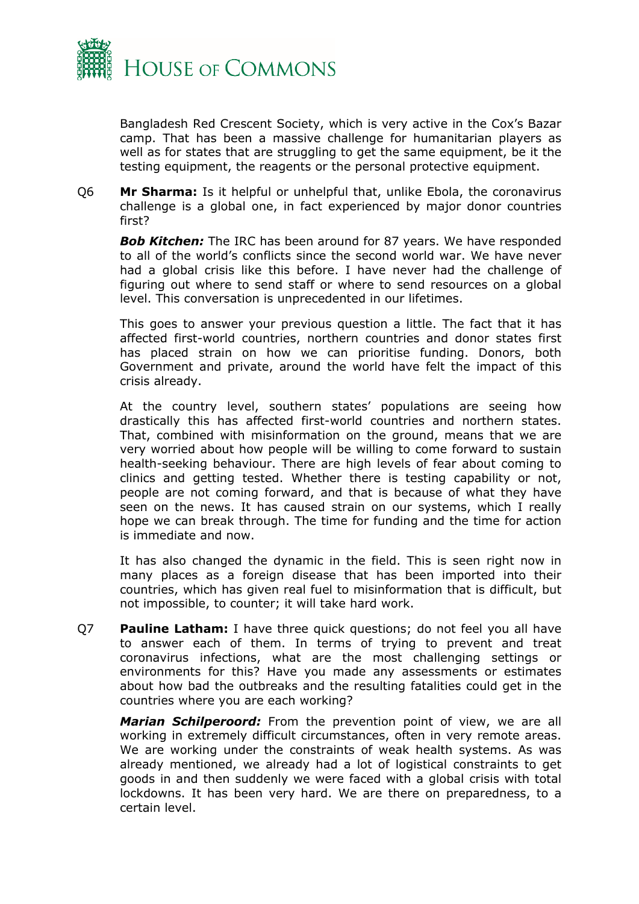Bangladesh Red Crescent Society, which is very active in the Cox's Bazar camp. That has been a massive challenge for humanitarian players as well as for states that are struggling to get the same equipment, be it the testing equipment, the reagents or the personal protective equipment.

Q6 **Mr Sharma:** Is it helpful or unhelpful that, unlike Ebola, the coronavirus challenge is a global one, in fact experienced by major donor countries first?

***Bob Kitchen:*** The IRC has been around for 87 years. We have responded to all of the world's conflicts since the second world war. We have never had a global crisis like this before. I have never had the challenge of figuring out where to send staff or where to send resources on a global level. This conversation is unprecedented in our lifetimes.

This goes to answer your previous question a little. The fact that it has affected first-world countries, northern countries and donor states first has placed strain on how we can prioritise funding. Donors, both Government and private, around the world have felt the impact of this crisis already.

At the country level, southern states' populations are seeing how drastically this has affected first-world countries and northern states. That, combined with misinformation on the ground, means that we are very worried about how people will be willing to come forward to sustain health-seeking behaviour. There are high levels of fear about coming to clinics and getting tested. Whether there is testing capability or not, people are not coming forward, and that is because of what they have seen on the news. It has caused strain on our systems, which I really hope we can break through. The time for funding and the time for action is immediate and now.

It has also changed the dynamic in the field. This is seen right now in many places as a foreign disease that has been imported into their countries, which has given real fuel to misinformation that is difficult, but not impossible, to counter; it will take hard work.

Q7 **Pauline Latham:** I have three quick questions; do not feel you all have to answer each of them. In terms of trying to prevent and treat coronavirus infections, what are the most challenging settings or environments for this? Have you made any assessments or estimates about how bad the outbreaks and the resulting fatalities could get in the countries where you are each working?

***Marian Schilperoord:*** From the prevention point of view, we are all working in extremely difficult circumstances, often in very remote areas. We are working under the constraints of weak health systems. As was already mentioned, we already had a lot of logistical constraints to get goods in and then suddenly we were faced with a global crisis with total lockdowns. It has been very hard. We are there on preparedness, to a certain level.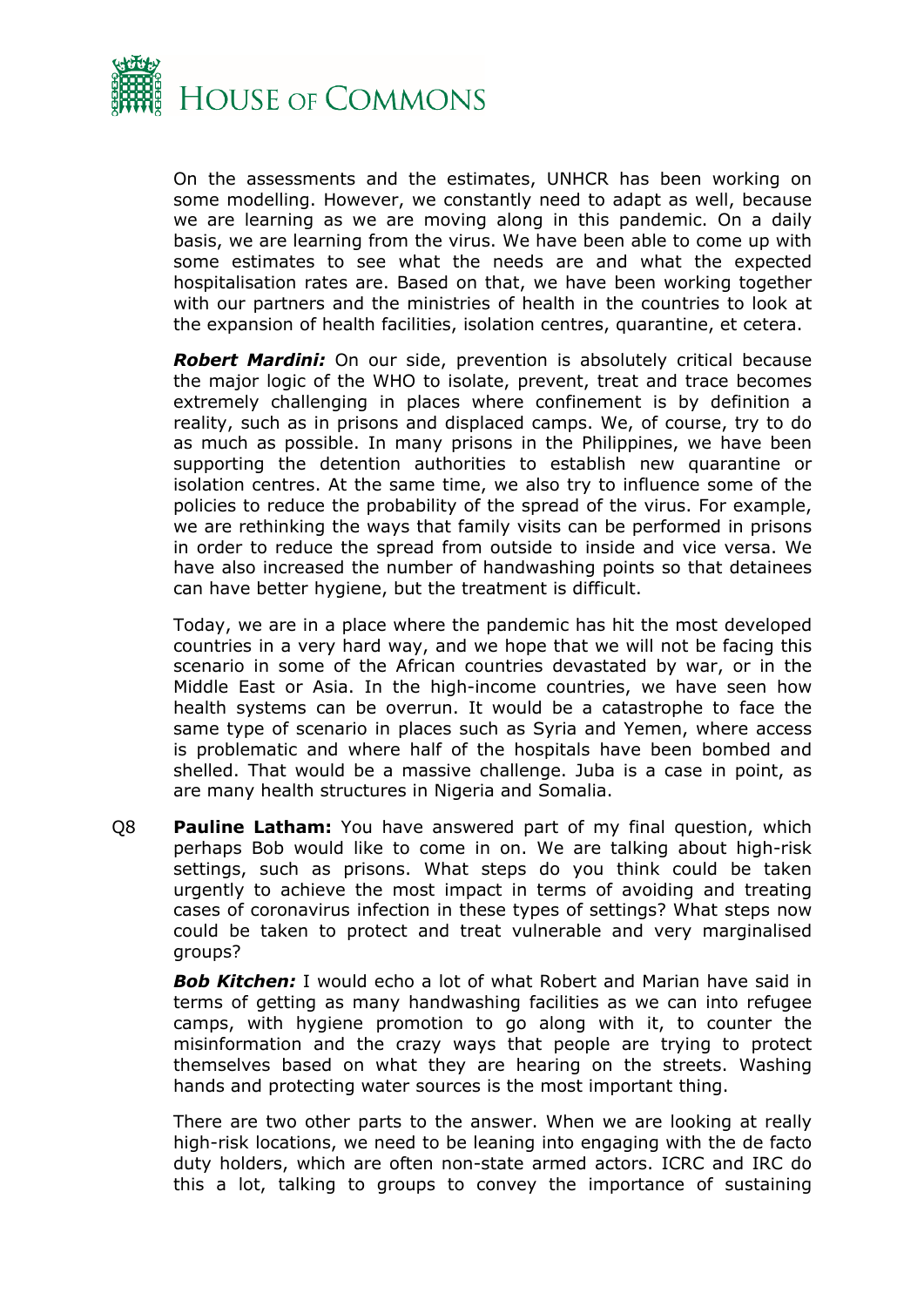On the assessments and the estimates, UNHCR has been working on some modelling. However, we constantly need to adapt as well, because we are learning as we are moving along in this pandemic. On a daily basis, we are learning from the virus. We have been able to come up with some estimates to see what the needs are and what the expected hospitalisation rates are. Based on that, we have been working together with our partners and the ministries of health in the countries to look at the expansion of health facilities, isolation centres, quarantine, et cetera.

***Robert Mardini:*** On our side, prevention is absolutely critical because the major logic of the WHO to isolate, prevent, treat and trace becomes extremely challenging in places where confinement is by definition a reality, such as in prisons and displaced camps. We, of course, try to do as much as possible. In many prisons in the Philippines, we have been supporting the detention authorities to establish new quarantine or isolation centres. At the same time, we also try to influence some of the policies to reduce the probability of the spread of the virus. For example, we are rethinking the ways that family visits can be performed in prisons in order to reduce the spread from outside to inside and vice versa. We have also increased the number of handwashing points so that detainees can have better hygiene, but the treatment is difficult.

Today, we are in a place where the pandemic has hit the most developed countries in a very hard way, and we hope that we will not be facing this scenario in some of the African countries devastated by war, or in the Middle East or Asia. In the high-income countries, we have seen how health systems can be overrun. It would be a catastrophe to face the same type of scenario in places such as Syria and Yemen, where access is problematic and where half of the hospitals have been bombed and shelled. That would be a massive challenge. Juba is a case in point, as are many health structures in Nigeria and Somalia.

Q8 **Pauline Latham:** You have answered part of my final question, which perhaps Bob would like to come in on. We are talking about high-risk settings, such as prisons. What steps do you think could be taken urgently to achieve the most impact in terms of avoiding and treating cases of coronavirus infection in these types of settings? What steps now could be taken to protect and treat vulnerable and very marginalised groups?

***Bob Kitchen:*** I would echo a lot of what Robert and Marian have said in terms of getting as many handwashing facilities as we can into refugee camps, with hygiene promotion to go along with it, to counter the misinformation and the crazy ways that people are trying to protect themselves based on what they are hearing on the streets. Washing hands and protecting water sources is the most important thing.

There are two other parts to the answer. When we are looking at really high-risk locations, we need to be leaning into engaging with the de facto duty holders, which are often non-state armed actors. ICRC and IRC do this a lot, talking to groups to convey the importance of sustaining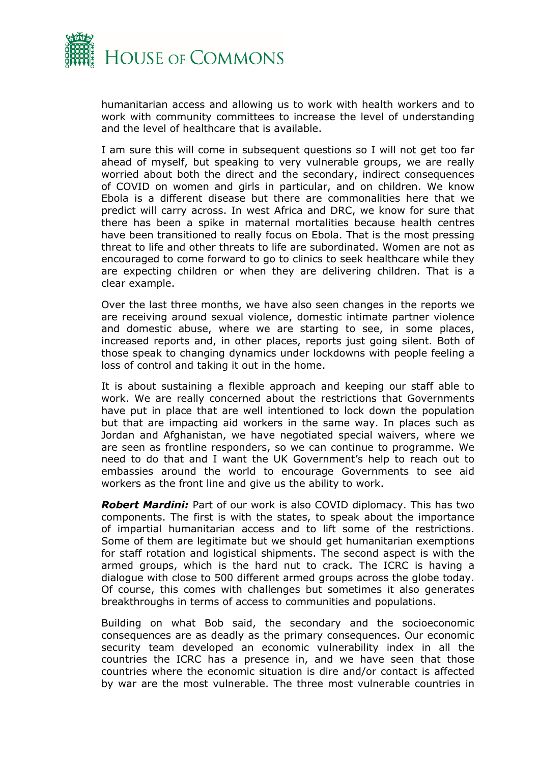humanitarian access and allowing us to work with health workers and to work with community committees to increase the level of understanding and the level of healthcare that is available.

I am sure this will come in subsequent questions so I will not get too far ahead of myself, but speaking to very vulnerable groups, we are really worried about both the direct and the secondary, indirect consequences of COVID on women and girls in particular, and on children. We know Ebola is a different disease but there are commonalities here that we predict will carry across. In west Africa and DRC, we know for sure that there has been a spike in maternal mortalities because health centres have been transitioned to really focus on Ebola. That is the most pressing threat to life and other threats to life are subordinated. Women are not as encouraged to come forward to go to clinics to seek healthcare while they are expecting children or when they are delivering children. That is a clear example.

Over the last three months, we have also seen changes in the reports we are receiving around sexual violence, domestic intimate partner violence and domestic abuse, where we are starting to see, in some places, increased reports and, in other places, reports just going silent. Both of those speak to changing dynamics under lockdowns with people feeling a loss of control and taking it out in the home.

It is about sustaining a flexible approach and keeping our staff able to work. We are really concerned about the restrictions that Governments have put in place that are well intentioned to lock down the population but that are impacting aid workers in the same way. In places such as Jordan and Afghanistan, we have negotiated special waivers, where we are seen as frontline responders, so we can continue to programme. We need to do that and I want the UK Government's help to reach out to embassies around the world to encourage Governments to see aid workers as the front line and give us the ability to work.

***Robert Mardini:*** Part of our work is also COVID diplomacy. This has two components. The first is with the states, to speak about the importance of impartial humanitarian access and to lift some of the restrictions. Some of them are legitimate but we should get humanitarian exemptions for staff rotation and logistical shipments. The second aspect is with the armed groups, which is the hard nut to crack. The ICRC is having a dialogue with close to 500 different armed groups across the globe today. Of course, this comes with challenges but sometimes it also generates breakthroughs in terms of access to communities and populations.

Building on what Bob said, the secondary and the socioeconomic consequences are as deadly as the primary consequences. Our economic security team developed an economic vulnerability index in all the countries the ICRC has a presence in, and we have seen that those countries where the economic situation is dire and/or contact is affected by war are the most vulnerable. The three most vulnerable countries in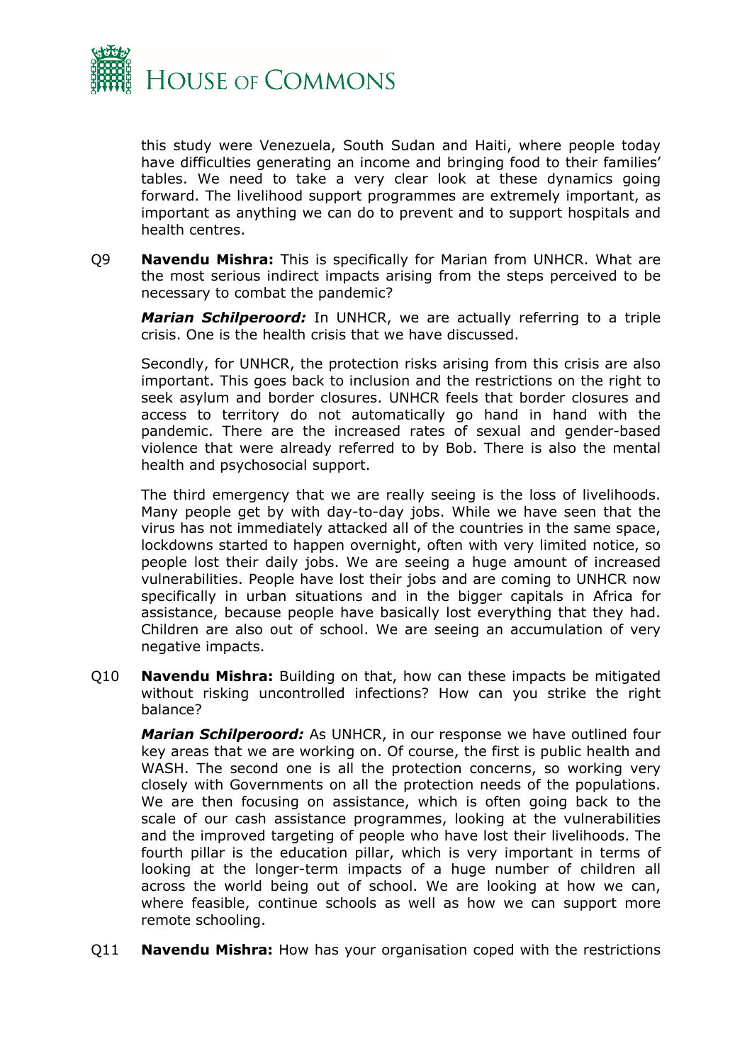this study were Venezuela, South Sudan and Haiti, where people today have difficulties generating an income and bringing food to their families' tables. We need to take a very clear look at these dynamics going forward. The livelihood support programmes are extremely important, as important as anything we can do to prevent and to support hospitals and health centres.

Q9 **Navendu Mishra:** This is specifically for Marian from UNHCR. What are the most serious indirect impacts arising from the steps perceived to be necessary to combat the pandemic?

***Marian Schilperoord:*** In UNHCR, we are actually referring to a triple crisis. One is the health crisis that we have discussed.

Secondly, for UNHCR, the protection risks arising from this crisis are also important. This goes back to inclusion and the restrictions on the right to seek asylum and border closures. UNHCR feels that border closures and access to territory do not automatically go hand in hand with the pandemic. There are the increased rates of sexual and gender-based violence that were already referred to by Bob. There is also the mental health and psychosocial support.

The third emergency that we are really seeing is the loss of livelihoods. Many people get by with day-to-day jobs. While we have seen that the virus has not immediately attacked all of the countries in the same space, lockdowns started to happen overnight, often with very limited notice, so people lost their daily jobs. We are seeing a huge amount of increased vulnerabilities. People have lost their jobs and are coming to UNHCR now specifically in urban situations and in the bigger capitals in Africa for assistance, because people have basically lost everything that they had. Children are also out of school. We are seeing an accumulation of very negative impacts.

Q10 **Navendu Mishra:** Building on that, how can these impacts be mitigated without risking uncontrolled infections? How can you strike the right balance?

***Marian Schilperoord:*** As UNHCR, in our response we have outlined four key areas that we are working on. Of course, the first is public health and WASH. The second one is all the protection concerns, so working very closely with Governments on all the protection needs of the populations. We are then focusing on assistance, which is often going back to the scale of our cash assistance programmes, looking at the vulnerabilities and the improved targeting of people who have lost their livelihoods. The fourth pillar is the education pillar, which is very important in terms of looking at the longer-term impacts of a huge number of children all across the world being out of school. We are looking at how we can, where feasible, continue schools as well as how we can support more remote schooling.

Q11 **Navendu Mishra:** How has your organisation coped with the restrictions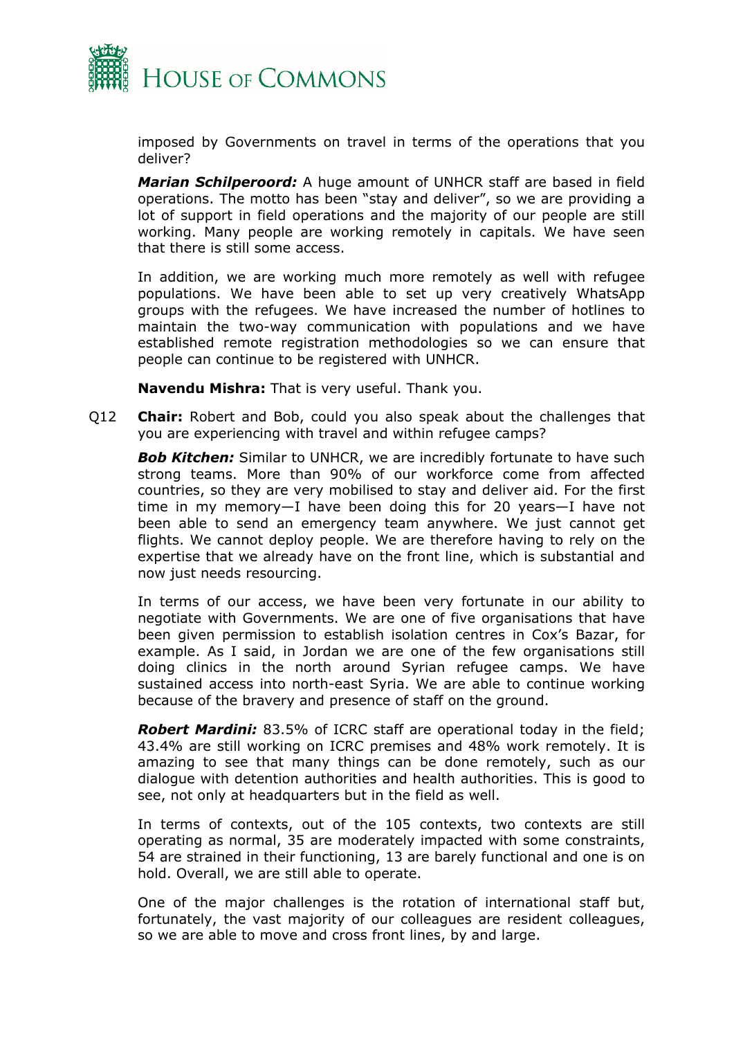imposed by Governments on travel in terms of the operations that you deliver?

***Marian Schilperoord:*** A huge amount of UNHCR staff are based in field operations. The motto has been "stay and deliver", so we are providing a lot of support in field operations and the majority of our people are still working. Many people are working remotely in capitals. We have seen that there is still some access.

In addition, we are working much more remotely as well with refugee populations. We have been able to set up very creatively WhatsApp groups with the refugees. We have increased the number of hotlines to maintain the two-way communication with populations and we have established remote registration methodologies so we can ensure that people can continue to be registered with UNHCR.

**Navendu Mishra:** That is very useful. Thank you.

Q12 **Chair:** Robert and Bob, could you also speak about the challenges that you are experiencing with travel and within refugee camps?

***Bob Kitchen:*** Similar to UNHCR, we are incredibly fortunate to have such strong teams. More than 90% of our workforce come from affected countries, so they are very mobilised to stay and deliver aid. For the first time in my memory—I have been doing this for 20 years—I have not been able to send an emergency team anywhere. We just cannot get flights. We cannot deploy people. We are therefore having to rely on the expertise that we already have on the front line, which is substantial and now just needs resourcing.

In terms of our access, we have been very fortunate in our ability to negotiate with Governments. We are one of five organisations that have been given permission to establish isolation centres in Cox's Bazar, for example. As I said, in Jordan we are one of the few organisations still doing clinics in the north around Syrian refugee camps. We have sustained access into north-east Syria. We are able to continue working because of the bravery and presence of staff on the ground.

***Robert Mardini:*** 83.5% of ICRC staff are operational today in the field; 43.4% are still working on ICRC premises and 48% work remotely. It is amazing to see that many things can be done remotely, such as our dialogue with detention authorities and health authorities. This is good to see, not only at headquarters but in the field as well.

In terms of contexts, out of the 105 contexts, two contexts are still operating as normal, 35 are moderately impacted with some constraints, 54 are strained in their functioning, 13 are barely functional and one is on hold. Overall, we are still able to operate.

One of the major challenges is the rotation of international staff but, fortunately, the vast majority of our colleagues are resident colleagues, so we are able to move and cross front lines, by and large.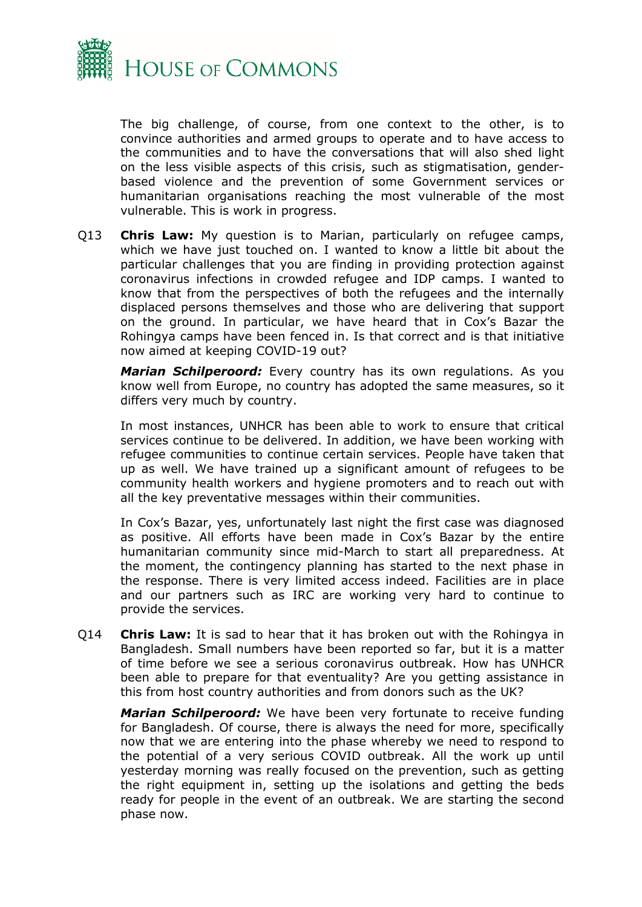The big challenge, of course, from one context to the other, is to convince authorities and armed groups to operate and to have access to the communities and to have the conversations that will also shed light on the less visible aspects of this crisis, such as stigmatisation, gender-based violence and the prevention of some Government services or humanitarian organisations reaching the most vulnerable of the most vulnerable. This is work in progress.

Q13 **Chris Law:** My question is to Marian, particularly on refugee camps, which we have just touched on. I wanted to know a little bit about the particular challenges that you are finding in providing protection against coronavirus infections in crowded refugee and IDP camps. I wanted to know that from the perspectives of both the refugees and the internally displaced persons themselves and those who are delivering that support on the ground. In particular, we have heard that in Cox's Bazar the Rohingya camps have been fenced in. Is that correct and is that initiative now aimed at keeping COVID-19 out?

***Marian Schilperoord:*** Every country has its own regulations. As you know well from Europe, no country has adopted the same measures, so it differs very much by country.

In most instances, UNHCR has been able to work to ensure that critical services continue to be delivered. In addition, we have been working with refugee communities to continue certain services. People have taken that up as well. We have trained up a significant amount of refugees to be community health workers and hygiene promoters and to reach out with all the key preventative messages within their communities.

In Cox's Bazar, yes, unfortunately last night the first case was diagnosed as positive. All efforts have been made in Cox's Bazar by the entire humanitarian community since mid-March to start all preparedness. At the moment, the contingency planning has started to the next phase in the response. There is very limited access indeed. Facilities are in place and our partners such as IRC are working very hard to continue to provide the services.

Q14 **Chris Law:** It is sad to hear that it has broken out with the Rohingya in Bangladesh. Small numbers have been reported so far, but it is a matter of time before we see a serious coronavirus outbreak. How has UNHCR been able to prepare for that eventuality? Are you getting assistance in this from host country authorities and from donors such as the UK?

***Marian Schilperoord:*** We have been very fortunate to receive funding for Bangladesh. Of course, there is always the need for more, specifically now that we are entering into the phase whereby we need to respond to the potential of a very serious COVID outbreak. All the work up until yesterday morning was really focused on the prevention, such as getting the right equipment in, setting up the isolations and getting the beds ready for people in the event of an outbreak. We are starting the second phase now.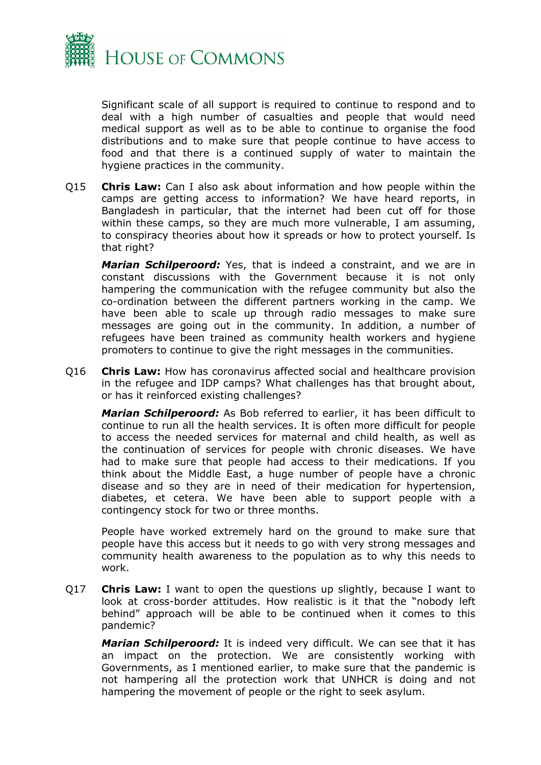Significant scale of all support is required to continue to respond and to deal with a high number of casualties and people that would need medical support as well as to be able to continue to organise the food distributions and to make sure that people continue to have access to food and that there is a continued supply of water to maintain the hygiene practices in the community.

Q15 **Chris Law:** Can I also ask about information and how people within the camps are getting access to information? We have heard reports, in Bangladesh in particular, that the internet had been cut off for those within these camps, so they are much more vulnerable, I am assuming, to conspiracy theories about how it spreads or how to protect yourself. Is that right?

***Marian Schilperoord:*** Yes, that is indeed a constraint, and we are in constant discussions with the Government because it is not only hampering the communication with the refugee community but also the co-ordination between the different partners working in the camp. We have been able to scale up through radio messages to make sure messages are going out in the community. In addition, a number of refugees have been trained as community health workers and hygiene promoters to continue to give the right messages in the communities.

Q16 **Chris Law:** How has coronavirus affected social and healthcare provision in the refugee and IDP camps? What challenges has that brought about, or has it reinforced existing challenges?

***Marian Schilperoord:*** As Bob referred to earlier, it has been difficult to continue to run all the health services. It is often more difficult for people to access the needed services for maternal and child health, as well as the continuation of services for people with chronic diseases. We have had to make sure that people had access to their medications. If you think about the Middle East, a huge number of people have a chronic disease and so they are in need of their medication for hypertension, diabetes, et cetera. We have been able to support people with a contingency stock for two or three months.

People have worked extremely hard on the ground to make sure that people have this access but it needs to go with very strong messages and community health awareness to the population as to why this needs to work.

Q17 **Chris Law:** I want to open the questions up slightly, because I want to look at cross-border attitudes. How realistic is it that the "nobody left behind" approach will be able to be continued when it comes to this pandemic?

***Marian Schilperoord:*** It is indeed very difficult. We can see that it has an impact on the protection. We are consistently working with Governments, as I mentioned earlier, to make sure that the pandemic is not hampering all the protection work that UNHCR is doing and not hampering the movement of people or the right to seek asylum.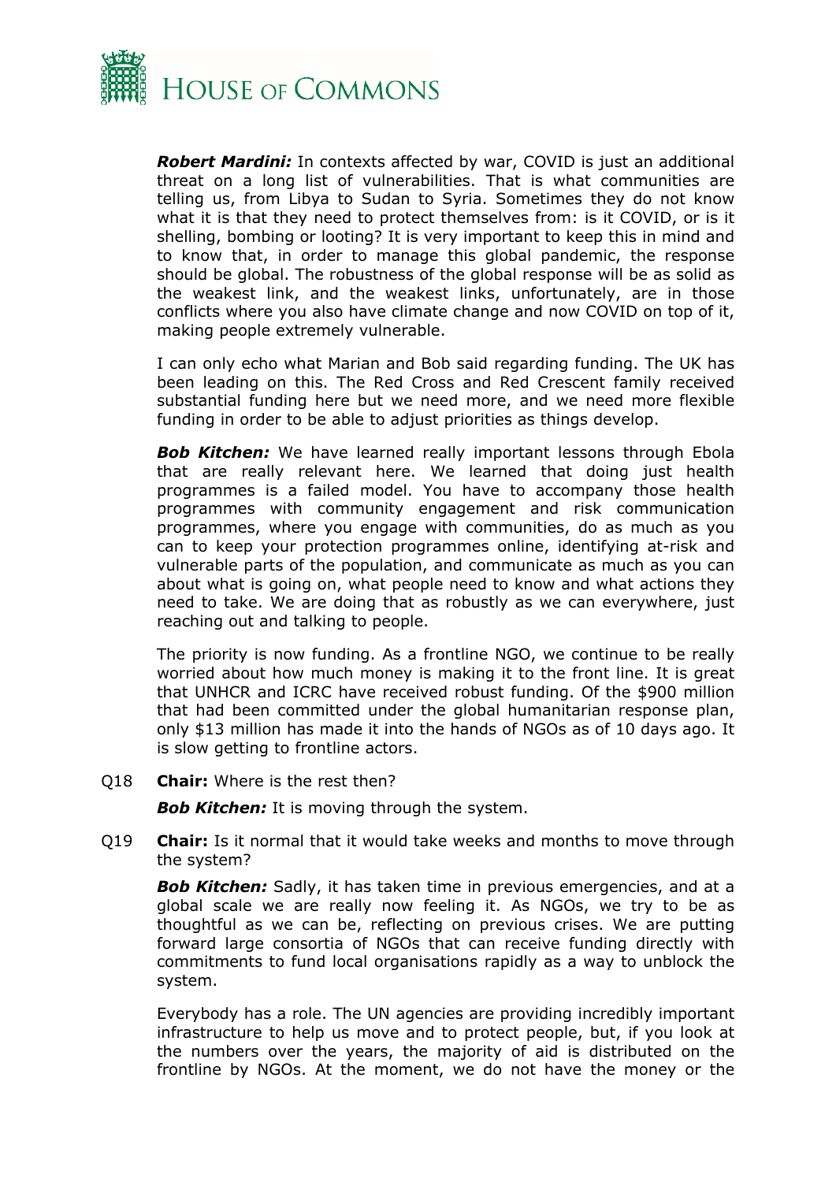***Robert Mardini:*** In contexts affected by war, COVID is just an additional threat on a long list of vulnerabilities. That is what communities are telling us, from Libya to Sudan to Syria. Sometimes they do not know what it is that they need to protect themselves from: is it COVID, or is it shelling, bombing or looting? It is very important to keep this in mind and to know that, in order to manage this global pandemic, the response should be global. The robustness of the global response will be as solid as the weakest link, and the weakest links, unfortunately, are in those conflicts where you also have climate change and now COVID on top of it, making people extremely vulnerable.

I can only echo what Marian and Bob said regarding funding. The UK has been leading on this. The Red Cross and Red Crescent family received substantial funding here but we need more, and we need more flexible funding in order to be able to adjust priorities as things develop.

***Bob Kitchen:*** We have learned really important lessons through Ebola that are really relevant here. We learned that doing just health programmes is a failed model. You have to accompany those health programmes with community engagement and risk communication programmes, where you engage with communities, do as much as you can to keep your protection programmes online, identifying at-risk and vulnerable parts of the population, and communicate as much as you can about what is going on, what people need to know and what actions they need to take. We are doing that as robustly as we can everywhere, just reaching out and talking to people.

The priority is now funding. As a frontline NGO, we continue to be really worried about how much money is making it to the front line. It is great that UNHCR and ICRC have received robust funding. Of the $900 million that had been committed under the global humanitarian response plan, only $13 million has made it into the hands of NGOs as of 10 days ago. It is slow getting to frontline actors.

Q18 **Chair:** Where is the rest then?

***Bob Kitchen:*** It is moving through the system.

Q19 **Chair:** Is it normal that it would take weeks and months to move through the system?

***Bob Kitchen:*** Sadly, it has taken time in previous emergencies, and at a global scale we are really now feeling it. As NGOs, we try to be as thoughtful as we can be, reflecting on previous crises. We are putting forward large consortia of NGOs that can receive funding directly with commitments to fund local organisations rapidly as a way to unblock the system.

Everybody has a role. The UN agencies are providing incredibly important infrastructure to help us move and to protect people, but, if you look at the numbers over the years, the majority of aid is distributed on the frontline by NGOs. At the moment, we do not have the money or the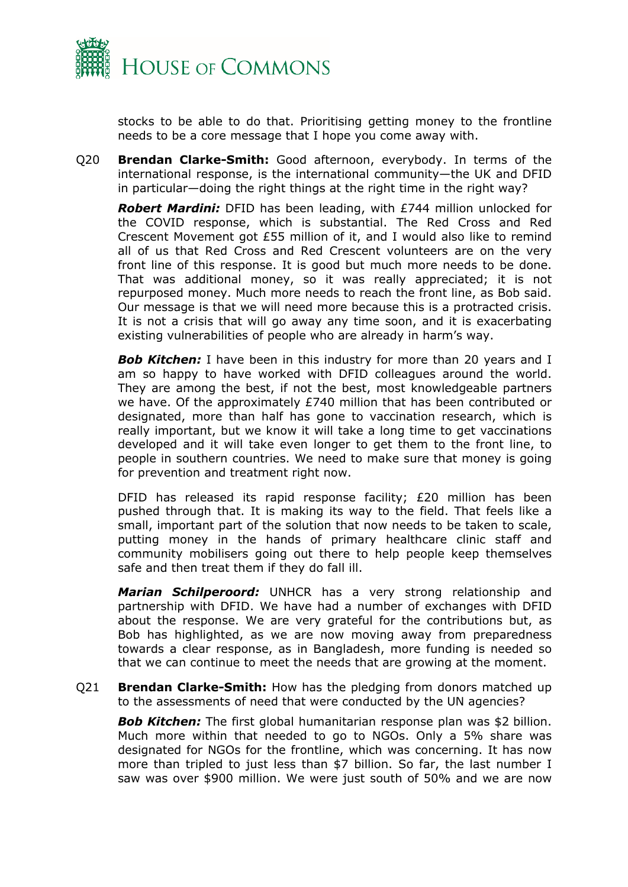stocks to be able to do that. Prioritising getting money to the frontline needs to be a core message that I hope you come away with.

Q20 **Brendan Clarke-Smith:** Good afternoon, everybody. In terms of the international response, is the international community—the UK and DFID in particular—doing the right things at the right time in the right way?

***Robert Mardini:*** DFID has been leading, with £744 million unlocked for the COVID response, which is substantial. The Red Cross and Red Crescent Movement got £55 million of it, and I would also like to remind all of us that Red Cross and Red Crescent volunteers are on the very front line of this response. It is good but much more needs to be done. That was additional money, so it was really appreciated; it is not repurposed money. Much more needs to reach the front line, as Bob said. Our message is that we will need more because this is a protracted crisis. It is not a crisis that will go away any time soon, and it is exacerbating existing vulnerabilities of people who are already in harm's way.

***Bob Kitchen:*** I have been in this industry for more than 20 years and I am so happy to have worked with DFID colleagues around the world. They are among the best, if not the best, most knowledgeable partners we have. Of the approximately £740 million that has been contributed or designated, more than half has gone to vaccination research, which is really important, but we know it will take a long time to get vaccinations developed and it will take even longer to get them to the front line, to people in southern countries. We need to make sure that money is going for prevention and treatment right now.

DFID has released its rapid response facility; £20 million has been pushed through that. It is making its way to the field. That feels like a small, important part of the solution that now needs to be taken to scale, putting money in the hands of primary healthcare clinic staff and community mobilisers going out there to help people keep themselves safe and then treat them if they do fall ill.

***Marian Schilperoord:*** UNHCR has a very strong relationship and partnership with DFID. We have had a number of exchanges with DFID about the response. We are very grateful for the contributions but, as Bob has highlighted, as we are now moving away from preparedness towards a clear response, as in Bangladesh, more funding is needed so that we can continue to meet the needs that are growing at the moment.

Q21 **Brendan Clarke-Smith:** How has the pledging from donors matched up to the assessments of need that were conducted by the UN agencies?

***Bob Kitchen:*** The first global humanitarian response plan was $2 billion. Much more within that needed to go to NGOs. Only a 5% share was designated for NGOs for the frontline, which was concerning. It has now more than tripled to just less than $7 billion. So far, the last number I saw was over $900 million. We were just south of 50% and we are now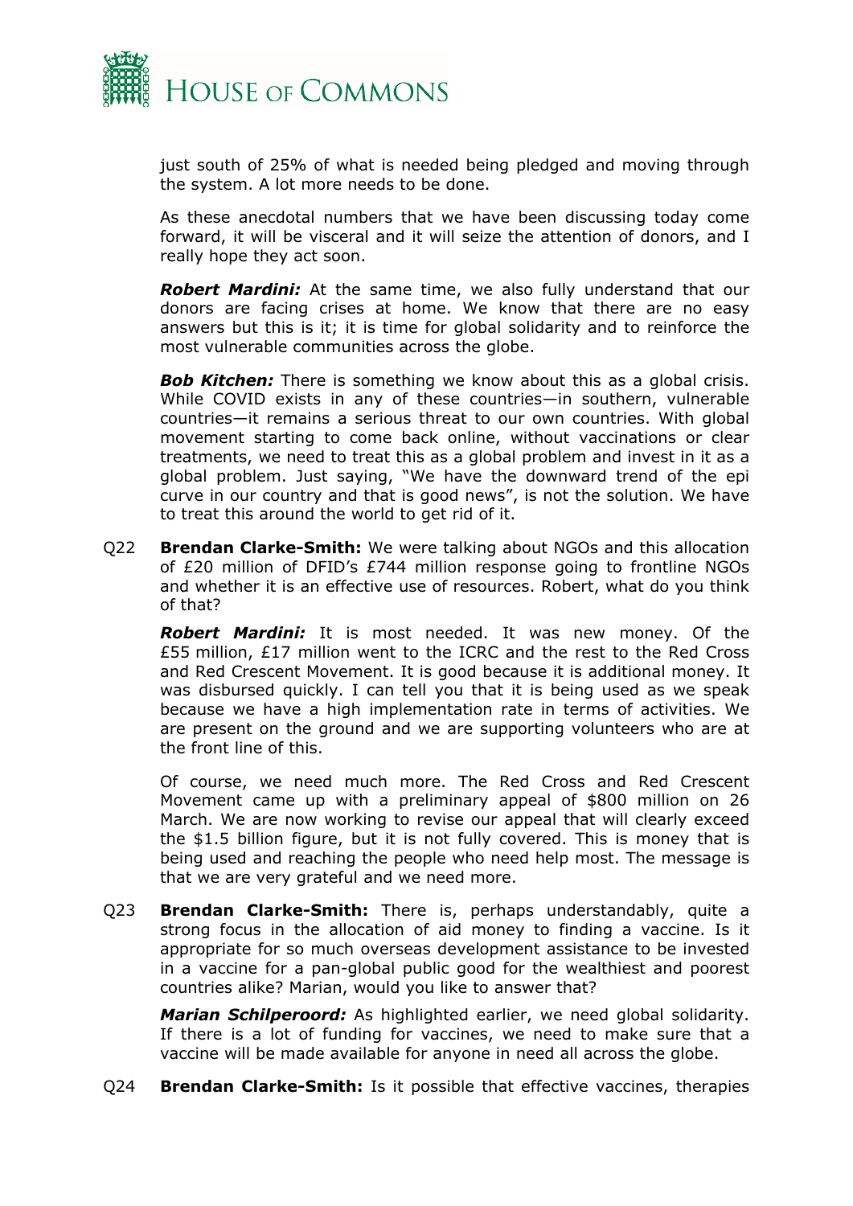just south of 25% of what is needed being pledged and moving through the system. A lot more needs to be done.

As these anecdotal numbers that we have been discussing today come forward, it will be visceral and it will seize the attention of donors, and I really hope they act soon.

***Robert Mardini:*** At the same time, we also fully understand that our donors are facing crises at home. We know that there are no easy answers but this is it; it is time for global solidarity and to reinforce the most vulnerable communities across the globe.

***Bob Kitchen:*** There is something we know about this as a global crisis. While COVID exists in any of these countries—in southern, vulnerable countries—it remains a serious threat to our own countries. With global movement starting to come back online, without vaccinations or clear treatments, we need to treat this as a global problem and invest in it as a global problem. Just saying, "We have the downward trend of the epi curve in our country and that is good news", is not the solution. We have to treat this around the world to get rid of it.

Q22 **Brendan Clarke-Smith:** We were talking about NGOs and this allocation of £20 million of DFID's £744 million response going to frontline NGOs and whether it is an effective use of resources. Robert, what do you think of that?

***Robert Mardini:*** It is most needed. It was new money. Of the £55 million, £17 million went to the ICRC and the rest to the Red Cross and Red Crescent Movement. It is good because it is additional money. It was disbursed quickly. I can tell you that it is being used as we speak because we have a high implementation rate in terms of activities. We are present on the ground and we are supporting volunteers who are at the front line of this.

Of course, we need much more. The Red Cross and Red Crescent Movement came up with a preliminary appeal of $800 million on 26 March. We are now working to revise our appeal that will clearly exceed the $1.5 billion figure, but it is not fully covered. This is money that is being used and reaching the people who need help most. The message is that we are very grateful and we need more.

Q23 **Brendan Clarke-Smith:** There is, perhaps understandably, quite a strong focus in the allocation of aid money to finding a vaccine. Is it appropriate for so much overseas development assistance to be invested in a vaccine for a pan-global public good for the wealthiest and poorest countries alike? Marian, would you like to answer that?

***Marian Schilperoord:*** As highlighted earlier, we need global solidarity. If there is a lot of funding for vaccines, we need to make sure that a vaccine will be made available for anyone in need all across the globe.

Q24 **Brendan Clarke-Smith:** Is it possible that effective vaccines, therapies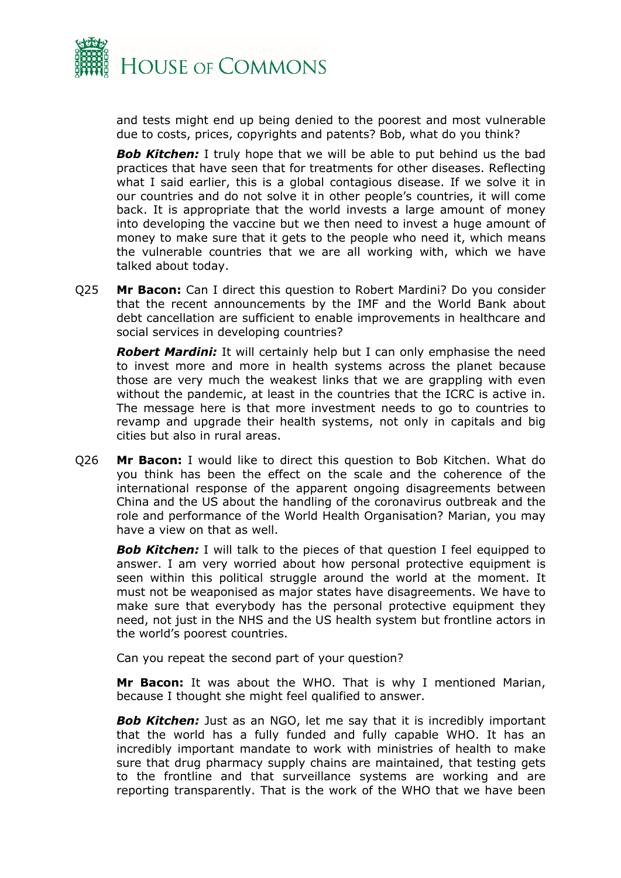and tests might end up being denied to the poorest and most vulnerable due to costs, prices, copyrights and patents? Bob, what do you think?

***Bob Kitchen:*** I truly hope that we will be able to put behind us the bad practices that have seen that for treatments for other diseases. Reflecting what I said earlier, this is a global contagious disease. If we solve it in our countries and do not solve it in other people's countries, it will come back. It is appropriate that the world invests a large amount of money into developing the vaccine but we then need to invest a huge amount of money to make sure that it gets to the people who need it, which means the vulnerable countries that we are all working with, which we have talked about today.

Q25 **Mr Bacon:** Can I direct this question to Robert Mardini? Do you consider that the recent announcements by the IMF and the World Bank about debt cancellation are sufficient to enable improvements in healthcare and social services in developing countries?

***Robert Mardini:*** It will certainly help but I can only emphasise the need to invest more and more in health systems across the planet because those are very much the weakest links that we are grappling with even without the pandemic, at least in the countries that the ICRC is active in. The message here is that more investment needs to go to countries to revamp and upgrade their health systems, not only in capitals and big cities but also in rural areas.

Q26 **Mr Bacon:** I would like to direct this question to Bob Kitchen. What do you think has been the effect on the scale and the coherence of the international response of the apparent ongoing disagreements between China and the US about the handling of the coronavirus outbreak and the role and performance of the World Health Organisation? Marian, you may have a view on that as well.

***Bob Kitchen:*** I will talk to the pieces of that question I feel equipped to answer. I am very worried about how personal protective equipment is seen within this political struggle around the world at the moment. It must not be weaponised as major states have disagreements. We have to make sure that everybody has the personal protective equipment they need, not just in the NHS and the US health system but frontline actors in the world's poorest countries.

Can you repeat the second part of your question?

**Mr Bacon:** It was about the WHO. That is why I mentioned Marian, because I thought she might feel qualified to answer.

***Bob Kitchen:*** Just as an NGO, let me say that it is incredibly important that the world has a fully funded and fully capable WHO. It has an incredibly important mandate to work with ministries of health to make sure that drug pharmacy supply chains are maintained, that testing gets to the frontline and that surveillance systems are working and are reporting transparently. That is the work of the WHO that we have been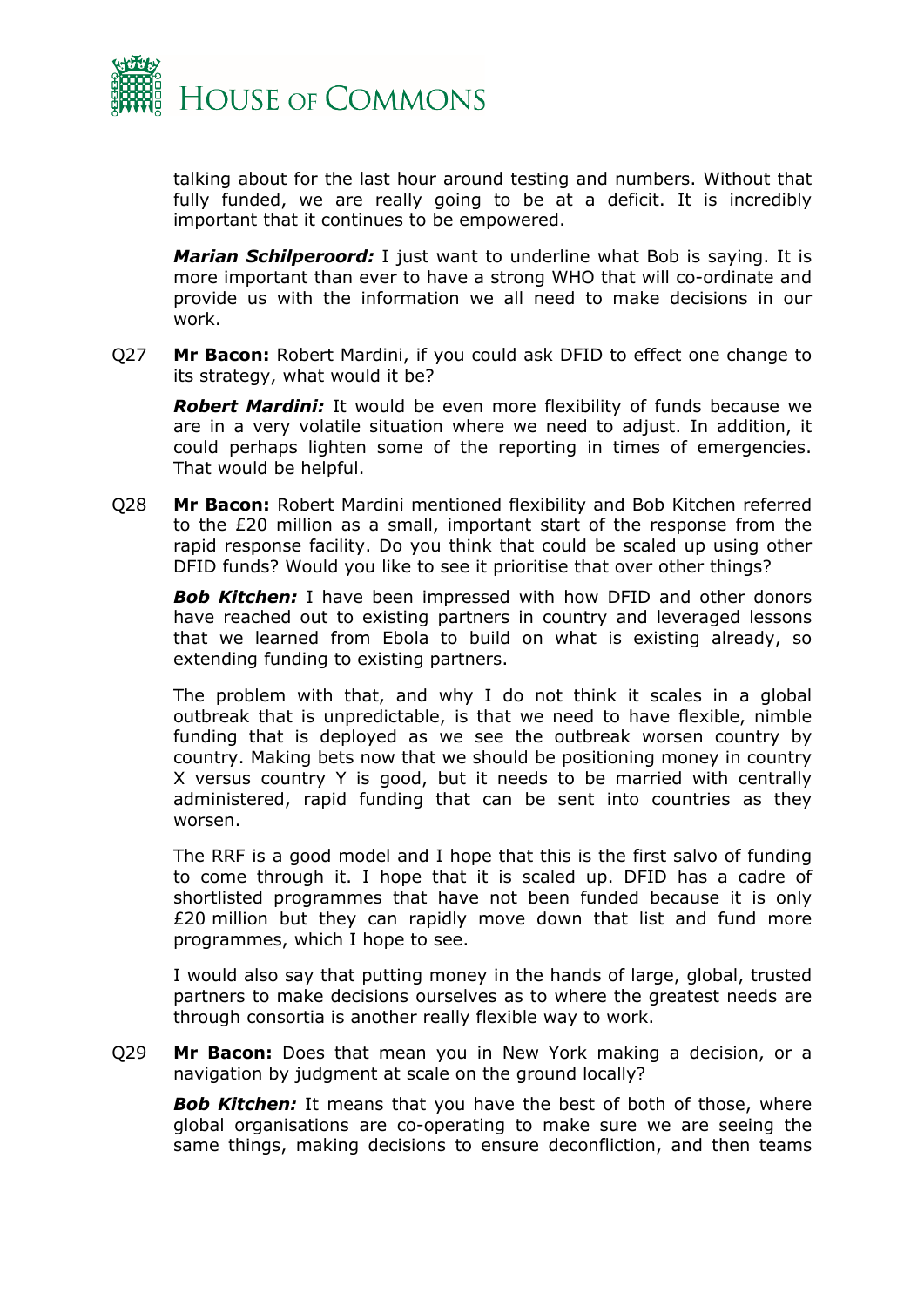talking about for the last hour around testing and numbers. Without that fully funded, we are really going to be at a deficit. It is incredibly important that it continues to be empowered.

***Marian Schilperoord:*** I just want to underline what Bob is saying. It is more important than ever to have a strong WHO that will co-ordinate and provide us with the information we all need to make decisions in our work.

Q27 **Mr Bacon:** Robert Mardini, if you could ask DFID to effect one change to its strategy, what would it be?

***Robert Mardini:*** It would be even more flexibility of funds because we are in a very volatile situation where we need to adjust. In addition, it could perhaps lighten some of the reporting in times of emergencies. That would be helpful.

Q28 **Mr Bacon:** Robert Mardini mentioned flexibility and Bob Kitchen referred to the £20 million as a small, important start of the response from the rapid response facility. Do you think that could be scaled up using other DFID funds? Would you like to see it prioritise that over other things?

***Bob Kitchen:*** I have been impressed with how DFID and other donors have reached out to existing partners in country and leveraged lessons that we learned from Ebola to build on what is existing already, so extending funding to existing partners.

The problem with that, and why I do not think it scales in a global outbreak that is unpredictable, is that we need to have flexible, nimble funding that is deployed as we see the outbreak worsen country by country. Making bets now that we should be positioning money in country X versus country Y is good, but it needs to be married with centrally administered, rapid funding that can be sent into countries as they worsen.

The RRF is a good model and I hope that this is the first salvo of funding to come through it. I hope that it is scaled up. DFID has a cadre of shortlisted programmes that have not been funded because it is only £20 million but they can rapidly move down that list and fund more programmes, which I hope to see.

I would also say that putting money in the hands of large, global, trusted partners to make decisions ourselves as to where the greatest needs are through consortia is another really flexible way to work.

Q29 **Mr Bacon:** Does that mean you in New York making a decision, or a navigation by judgment at scale on the ground locally?

***Bob Kitchen:*** It means that you have the best of both of those, where global organisations are co-operating to make sure we are seeing the same things, making decisions to ensure deconfliction, and then teams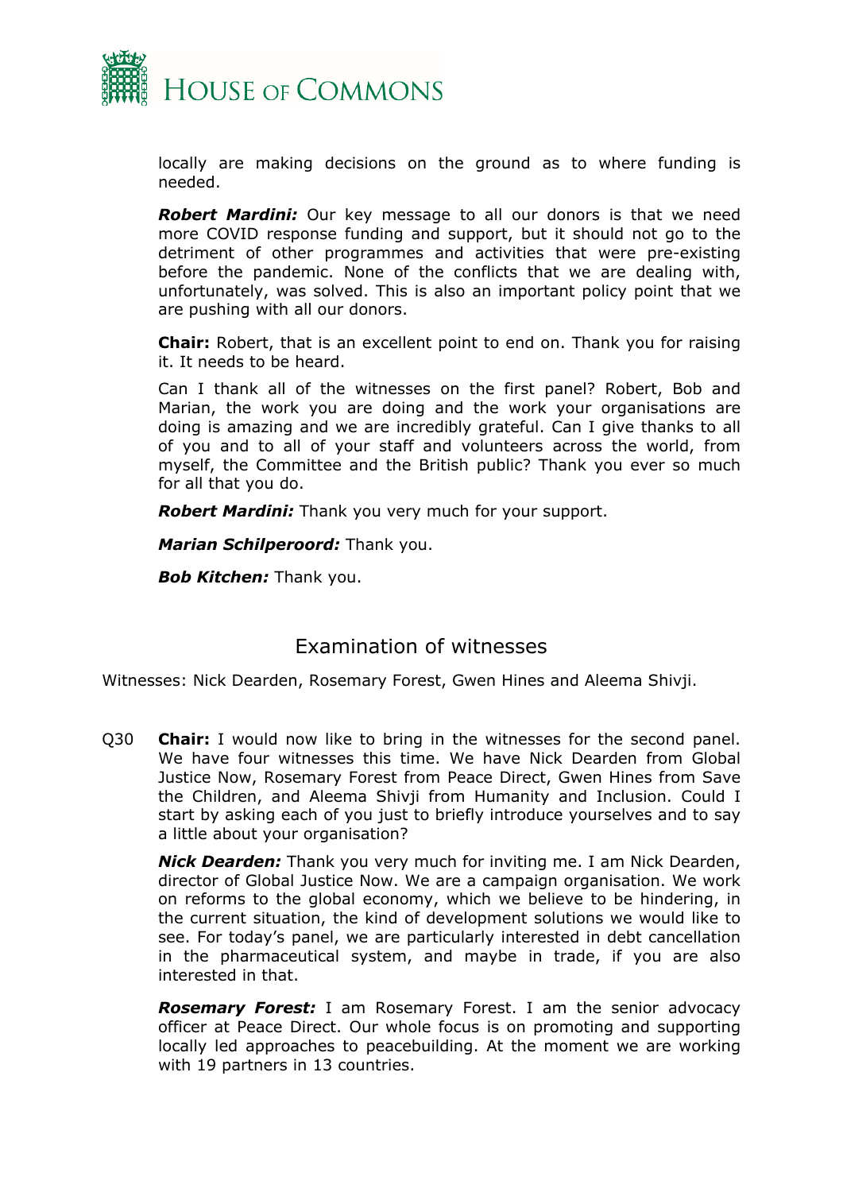locally are making decisions on the ground as to where funding is needed.

***Robert Mardini:*** Our key message to all our donors is that we need more COVID response funding and support, but it should not go to the detriment of other programmes and activities that were pre-existing before the pandemic. None of the conflicts that we are dealing with, unfortunately, was solved. This is also an important policy point that we are pushing with all our donors.

**Chair:** Robert, that is an excellent point to end on. Thank you for raising it. It needs to be heard.

Can I thank all of the witnesses on the first panel? Robert, Bob and Marian, the work you are doing and the work your organisations are doing is amazing and we are incredibly grateful. Can I give thanks to all of you and to all of your staff and volunteers across the world, from myself, the Committee and the British public? Thank you ever so much for all that you do.

***Robert Mardini:*** Thank you very much for your support.

***Marian Schilperoord:*** Thank you.

***Bob Kitchen:*** Thank you.

## Examination of witnesses

Witnesses: Nick Dearden, Rosemary Forest, Gwen Hines and Aleema Shivji.

Q30 **Chair:** I would now like to bring in the witnesses for the second panel. We have four witnesses this time. We have Nick Dearden from Global Justice Now, Rosemary Forest from Peace Direct, Gwen Hines from Save the Children, and Aleema Shivji from Humanity and Inclusion. Could I start by asking each of you just to briefly introduce yourselves and to say a little about your organisation?

***Nick Dearden:*** Thank you very much for inviting me. I am Nick Dearden, director of Global Justice Now. We are a campaign organisation. We work on reforms to the global economy, which we believe to be hindering, in the current situation, the kind of development solutions we would like to see. For today's panel, we are particularly interested in debt cancellation in the pharmaceutical system, and maybe in trade, if you are also interested in that.

***Rosemary Forest:*** I am Rosemary Forest. I am the senior advocacy officer at Peace Direct. Our whole focus is on promoting and supporting locally led approaches to peacebuilding. At the moment we are working with 19 partners in 13 countries.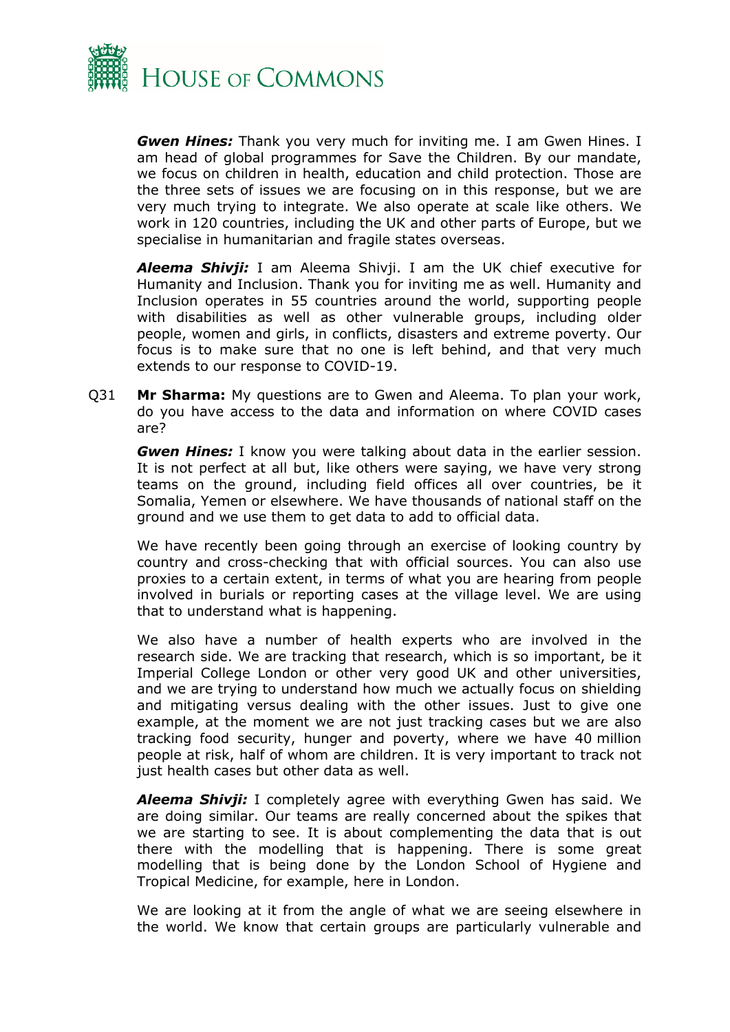***Gwen Hines:*** Thank you very much for inviting me. I am Gwen Hines. I am head of global programmes for Save the Children. By our mandate, we focus on children in health, education and child protection. Those are the three sets of issues we are focusing on in this response, but we are very much trying to integrate. We also operate at scale like others. We work in 120 countries, including the UK and other parts of Europe, but we specialise in humanitarian and fragile states overseas.

***Aleema Shivji:*** I am Aleema Shivji. I am the UK chief executive for Humanity and Inclusion. Thank you for inviting me as well. Humanity and Inclusion operates in 55 countries around the world, supporting people with disabilities as well as other vulnerable groups, including older people, women and girls, in conflicts, disasters and extreme poverty. Our focus is to make sure that no one is left behind, and that very much extends to our response to COVID-19.

Q31 **Mr Sharma:** My questions are to Gwen and Aleema. To plan your work, do you have access to the data and information on where COVID cases are?

***Gwen Hines:*** I know you were talking about data in the earlier session. It is not perfect at all but, like others were saying, we have very strong teams on the ground, including field offices all over countries, be it Somalia, Yemen or elsewhere. We have thousands of national staff on the ground and we use them to get data to add to official data.

We have recently been going through an exercise of looking country by country and cross-checking that with official sources. You can also use proxies to a certain extent, in terms of what you are hearing from people involved in burials or reporting cases at the village level. We are using that to understand what is happening.

We also have a number of health experts who are involved in the research side. We are tracking that research, which is so important, be it Imperial College London or other very good UK and other universities, and we are trying to understand how much we actually focus on shielding and mitigating versus dealing with the other issues. Just to give one example, at the moment we are not just tracking cases but we are also tracking food security, hunger and poverty, where we have 40 million people at risk, half of whom are children. It is very important to track not just health cases but other data as well.

***Aleema Shivji:*** I completely agree with everything Gwen has said. We are doing similar. Our teams are really concerned about the spikes that we are starting to see. It is about complementing the data that is out there with the modelling that is happening. There is some great modelling that is being done by the London School of Hygiene and Tropical Medicine, for example, here in London.

We are looking at it from the angle of what we are seeing elsewhere in the world. We know that certain groups are particularly vulnerable and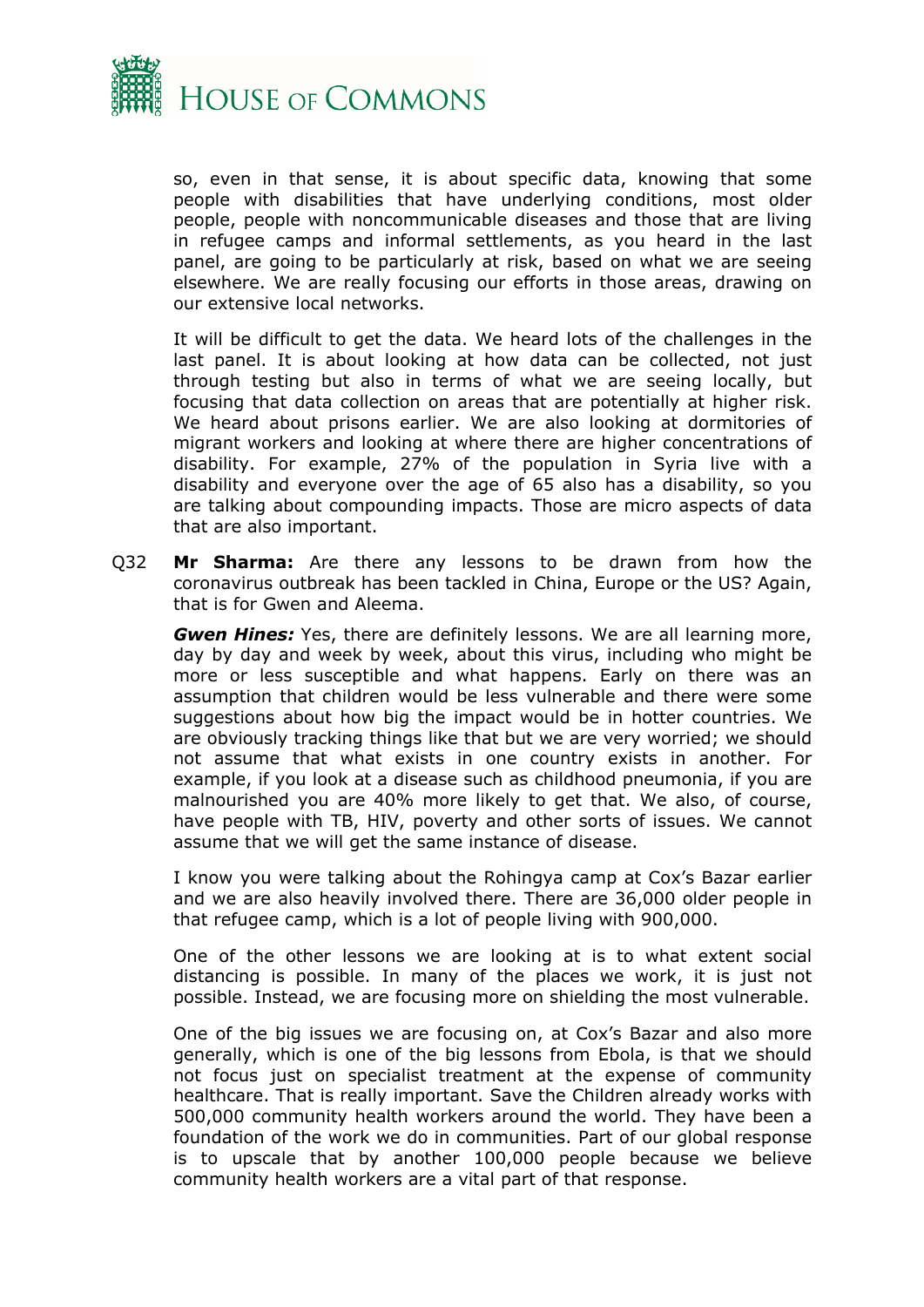so, even in that sense, it is about specific data, knowing that some people with disabilities that have underlying conditions, most older people, people with noncommunicable diseases and those that are living in refugee camps and informal settlements, as you heard in the last panel, are going to be particularly at risk, based on what we are seeing elsewhere. We are really focusing our efforts in those areas, drawing on our extensive local networks.

It will be difficult to get the data. We heard lots of the challenges in the last panel. It is about looking at how data can be collected, not just through testing but also in terms of what we are seeing locally, but focusing that data collection on areas that are potentially at higher risk. We heard about prisons earlier. We are also looking at dormitories of migrant workers and looking at where there are higher concentrations of disability. For example, 27% of the population in Syria live with a disability and everyone over the age of 65 also has a disability, so you are talking about compounding impacts. Those are micro aspects of data that are also important.

Q32 **Mr Sharma:** Are there any lessons to be drawn from how the coronavirus outbreak has been tackled in China, Europe or the US? Again, that is for Gwen and Aleema.

***Gwen Hines:*** Yes, there are definitely lessons. We are all learning more, day by day and week by week, about this virus, including who might be more or less susceptible and what happens. Early on there was an assumption that children would be less vulnerable and there were some suggestions about how big the impact would be in hotter countries. We are obviously tracking things like that but we are very worried; we should not assume that what exists in one country exists in another. For example, if you look at a disease such as childhood pneumonia, if you are malnourished you are 40% more likely to get that. We also, of course, have people with TB, HIV, poverty and other sorts of issues. We cannot assume that we will get the same instance of disease.

I know you were talking about the Rohingya camp at Cox's Bazar earlier and we are also heavily involved there. There are 36,000 older people in that refugee camp, which is a lot of people living with 900,000.

One of the other lessons we are looking at is to what extent social distancing is possible. In many of the places we work, it is just not possible. Instead, we are focusing more on shielding the most vulnerable.

One of the big issues we are focusing on, at Cox's Bazar and also more generally, which is one of the big lessons from Ebola, is that we should not focus just on specialist treatment at the expense of community healthcare. That is really important. Save the Children already works with 500,000 community health workers around the world. They have been a foundation of the work we do in communities. Part of our global response is to upscale that by another 100,000 people because we believe community health workers are a vital part of that response.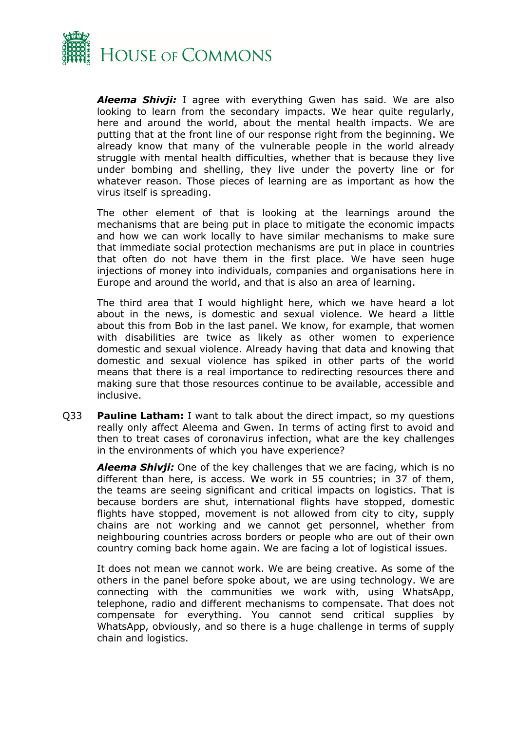***Aleema Shivji:*** I agree with everything Gwen has said. We are also looking to learn from the secondary impacts. We hear quite regularly, here and around the world, about the mental health impacts. We are putting that at the front line of our response right from the beginning. We already know that many of the vulnerable people in the world already struggle with mental health difficulties, whether that is because they live under bombing and shelling, they live under the poverty line or for whatever reason. Those pieces of learning are as important as how the virus itself is spreading.

The other element of that is looking at the learnings around the mechanisms that are being put in place to mitigate the economic impacts and how we can work locally to have similar mechanisms to make sure that immediate social protection mechanisms are put in place in countries that often do not have them in the first place. We have seen huge injections of money into individuals, companies and organisations here in Europe and around the world, and that is also an area of learning.

The third area that I would highlight here, which we have heard a lot about in the news, is domestic and sexual violence. We heard a little about this from Bob in the last panel. We know, for example, that women with disabilities are twice as likely as other women to experience domestic and sexual violence. Already having that data and knowing that domestic and sexual violence has spiked in other parts of the world means that there is a real importance to redirecting resources there and making sure that those resources continue to be available, accessible and inclusive.

Q33 **Pauline Latham:** I want to talk about the direct impact, so my questions really only affect Aleema and Gwen. In terms of acting first to avoid and then to treat cases of coronavirus infection, what are the key challenges in the environments of which you have experience?

***Aleema Shivji:*** One of the key challenges that we are facing, which is no different than here, is access. We work in 55 countries; in 37 of them, the teams are seeing significant and critical impacts on logistics. That is because borders are shut, international flights have stopped, domestic flights have stopped, movement is not allowed from city to city, supply chains are not working and we cannot get personnel, whether from neighbouring countries across borders or people who are out of their own country coming back home again. We are facing a lot of logistical issues.

It does not mean we cannot work. We are being creative. As some of the others in the panel before spoke about, we are using technology. We are connecting with the communities we work with, using WhatsApp, telephone, radio and different mechanisms to compensate. That does not compensate for everything. You cannot send critical supplies by WhatsApp, obviously, and so there is a huge challenge in terms of supply chain and logistics.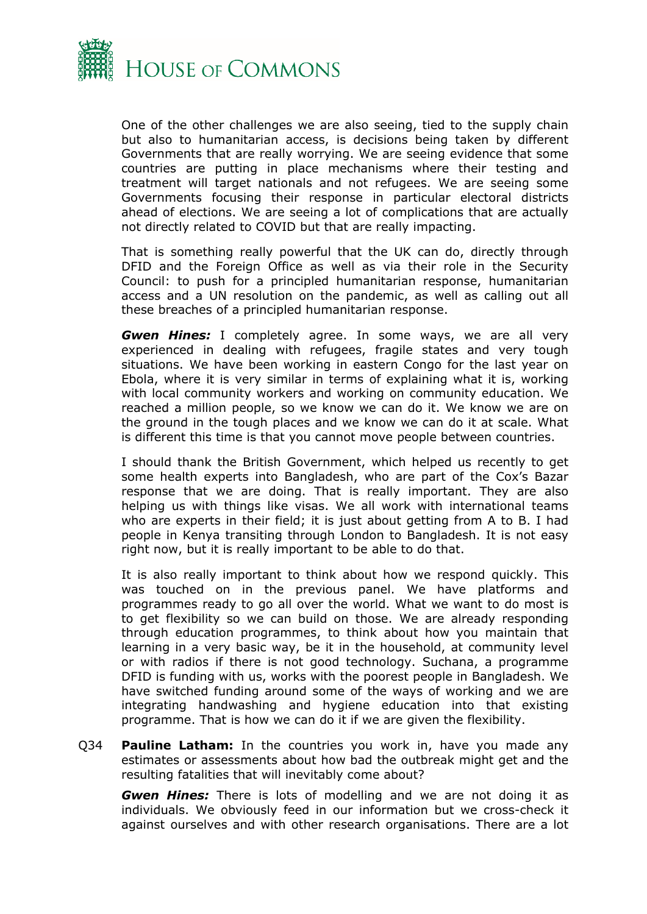One of the other challenges we are also seeing, tied to the supply chain but also to humanitarian access, is decisions being taken by different Governments that are really worrying. We are seeing evidence that some countries are putting in place mechanisms where their testing and treatment will target nationals and not refugees. We are seeing some Governments focusing their response in particular electoral districts ahead of elections. We are seeing a lot of complications that are actually not directly related to COVID but that are really impacting.

That is something really powerful that the UK can do, directly through DFID and the Foreign Office as well as via their role in the Security Council: to push for a principled humanitarian response, humanitarian access and a UN resolution on the pandemic, as well as calling out all these breaches of a principled humanitarian response.

***Gwen Hines:*** I completely agree. In some ways, we are all very experienced in dealing with refugees, fragile states and very tough situations. We have been working in eastern Congo for the last year on Ebola, where it is very similar in terms of explaining what it is, working with local community workers and working on community education. We reached a million people, so we know we can do it. We know we are on the ground in the tough places and we know we can do it at scale. What is different this time is that you cannot move people between countries.

I should thank the British Government, which helped us recently to get some health experts into Bangladesh, who are part of the Cox's Bazar response that we are doing. That is really important. They are also helping us with things like visas. We all work with international teams who are experts in their field; it is just about getting from A to B. I had people in Kenya transiting through London to Bangladesh. It is not easy right now, but it is really important to be able to do that.

It is also really important to think about how we respond quickly. This was touched on in the previous panel. We have platforms and programmes ready to go all over the world. What we want to do most is to get flexibility so we can build on those. We are already responding through education programmes, to think about how you maintain that learning in a very basic way, be it in the household, at community level or with radios if there is not good technology. Suchana, a programme DFID is funding with us, works with the poorest people in Bangladesh. We have switched funding around some of the ways of working and we are integrating handwashing and hygiene education into that existing programme. That is how we can do it if we are given the flexibility.

Q34 **Pauline Latham:** In the countries you work in, have you made any estimates or assessments about how bad the outbreak might get and the resulting fatalities that will inevitably come about?

***Gwen Hines:*** There is lots of modelling and we are not doing it as individuals. We obviously feed in our information but we cross-check it against ourselves and with other research organisations. There are a lot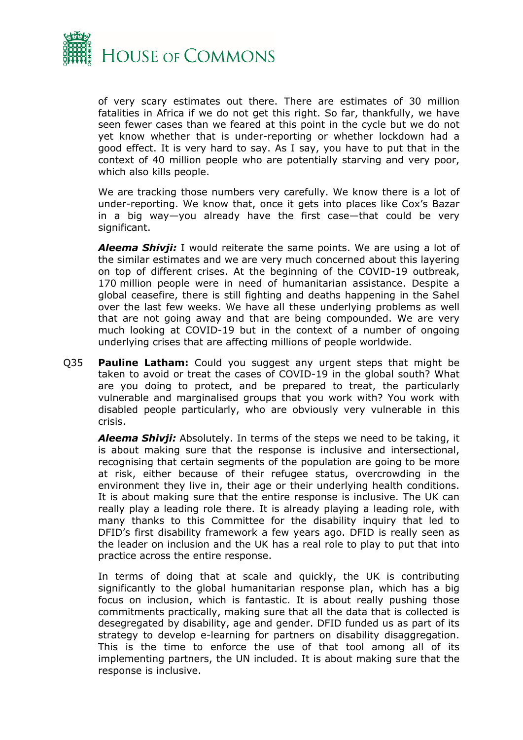of very scary estimates out there. There are estimates of 30 million fatalities in Africa if we do not get this right. So far, thankfully, we have seen fewer cases than we feared at this point in the cycle but we do not yet know whether that is under-reporting or whether lockdown had a good effect. It is very hard to say. As I say, you have to put that in the context of 40 million people who are potentially starving and very poor, which also kills people.

We are tracking those numbers very carefully. We know there is a lot of under-reporting. We know that, once it gets into places like Cox's Bazar in a big way—you already have the first case—that could be very significant.

***Aleema Shivji:*** I would reiterate the same points. We are using a lot of the similar estimates and we are very much concerned about this layering on top of different crises. At the beginning of the COVID-19 outbreak, 170 million people were in need of humanitarian assistance. Despite a global ceasefire, there is still fighting and deaths happening in the Sahel over the last few weeks. We have all these underlying problems as well that are not going away and that are being compounded. We are very much looking at COVID-19 but in the context of a number of ongoing underlying crises that are affecting millions of people worldwide.

Q35 **Pauline Latham:** Could you suggest any urgent steps that might be taken to avoid or treat the cases of COVID-19 in the global south? What are you doing to protect, and be prepared to treat, the particularly vulnerable and marginalised groups that you work with? You work with disabled people particularly, who are obviously very vulnerable in this crisis.

***Aleema Shivji:*** Absolutely. In terms of the steps we need to be taking, it is about making sure that the response is inclusive and intersectional, recognising that certain segments of the population are going to be more at risk, either because of their refugee status, overcrowding in the environment they live in, their age or their underlying health conditions. It is about making sure that the entire response is inclusive. The UK can really play a leading role there. It is already playing a leading role, with many thanks to this Committee for the disability inquiry that led to DFID's first disability framework a few years ago. DFID is really seen as the leader on inclusion and the UK has a real role to play to put that into practice across the entire response.

In terms of doing that at scale and quickly, the UK is contributing significantly to the global humanitarian response plan, which has a big focus on inclusion, which is fantastic. It is about really pushing those commitments practically, making sure that all the data that is collected is desegregated by disability, age and gender. DFID funded us as part of its strategy to develop e-learning for partners on disability disaggregation. This is the time to enforce the use of that tool among all of its implementing partners, the UN included. It is about making sure that the response is inclusive.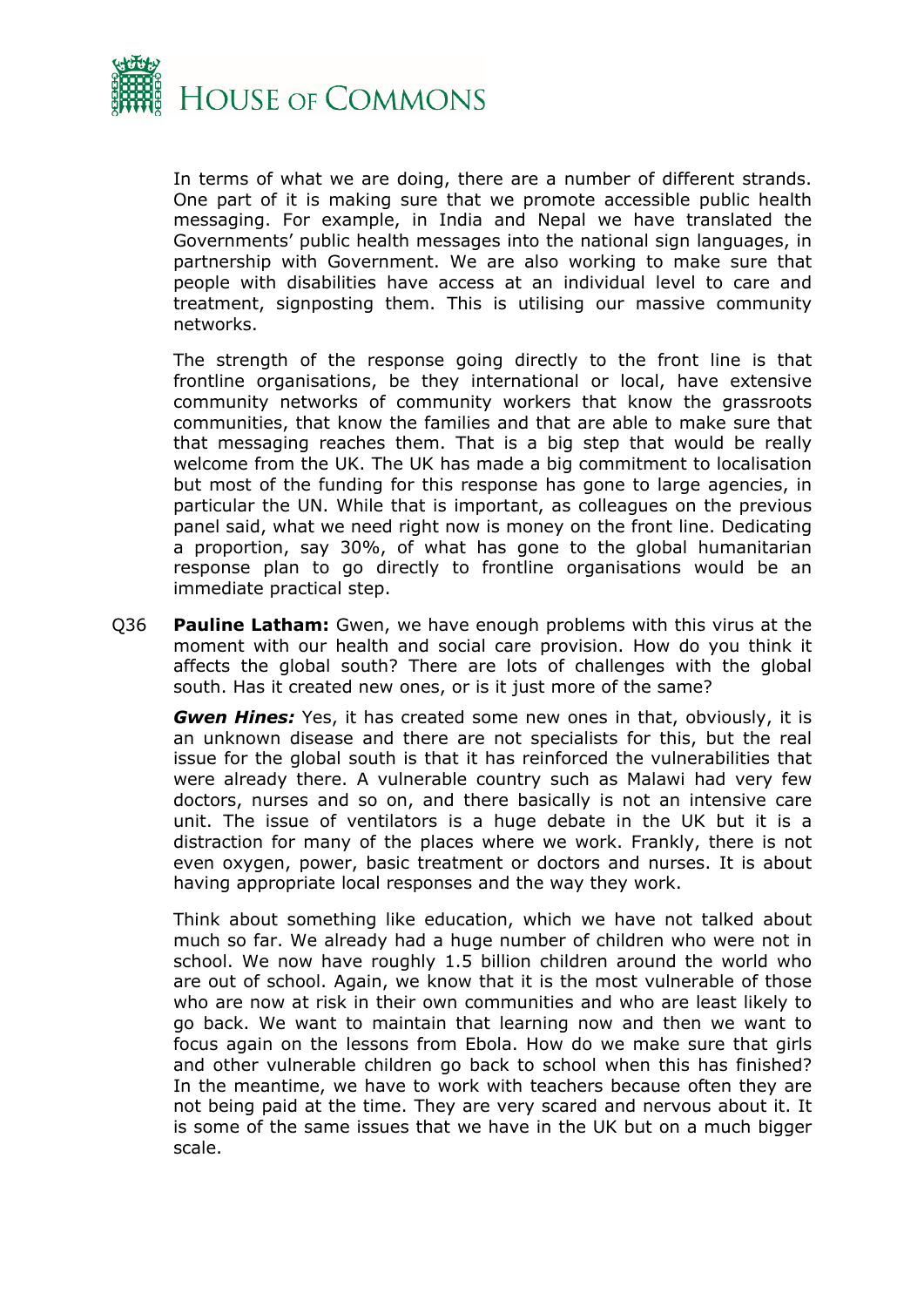In terms of what we are doing, there are a number of different strands. One part of it is making sure that we promote accessible public health messaging. For example, in India and Nepal we have translated the Governments' public health messages into the national sign languages, in partnership with Government. We are also working to make sure that people with disabilities have access at an individual level to care and treatment, signposting them. This is utilising our massive community networks.

The strength of the response going directly to the front line is that frontline organisations, be they international or local, have extensive community networks of community workers that know the grassroots communities, that know the families and that are able to make sure that that messaging reaches them. That is a big step that would be really welcome from the UK. The UK has made a big commitment to localisation but most of the funding for this response has gone to large agencies, in particular the UN. While that is important, as colleagues on the previous panel said, what we need right now is money on the front line. Dedicating a proportion, say 30%, of what has gone to the global humanitarian response plan to go directly to frontline organisations would be an immediate practical step.

Q36 **Pauline Latham:** Gwen, we have enough problems with this virus at the moment with our health and social care provision. How do you think it affects the global south? There are lots of challenges with the global south. Has it created new ones, or is it just more of the same?

***Gwen Hines:*** Yes, it has created some new ones in that, obviously, it is an unknown disease and there are not specialists for this, but the real issue for the global south is that it has reinforced the vulnerabilities that were already there. A vulnerable country such as Malawi had very few doctors, nurses and so on, and there basically is not an intensive care unit. The issue of ventilators is a huge debate in the UK but it is a distraction for many of the places where we work. Frankly, there is not even oxygen, power, basic treatment or doctors and nurses. It is about having appropriate local responses and the way they work.

Think about something like education, which we have not talked about much so far. We already had a huge number of children who were not in school. We now have roughly 1.5 billion children around the world who are out of school. Again, we know that it is the most vulnerable of those who are now at risk in their own communities and who are least likely to go back. We want to maintain that learning now and then we want to focus again on the lessons from Ebola. How do we make sure that girls and other vulnerable children go back to school when this has finished? In the meantime, we have to work with teachers because often they are not being paid at the time. They are very scared and nervous about it. It is some of the same issues that we have in the UK but on a much bigger scale.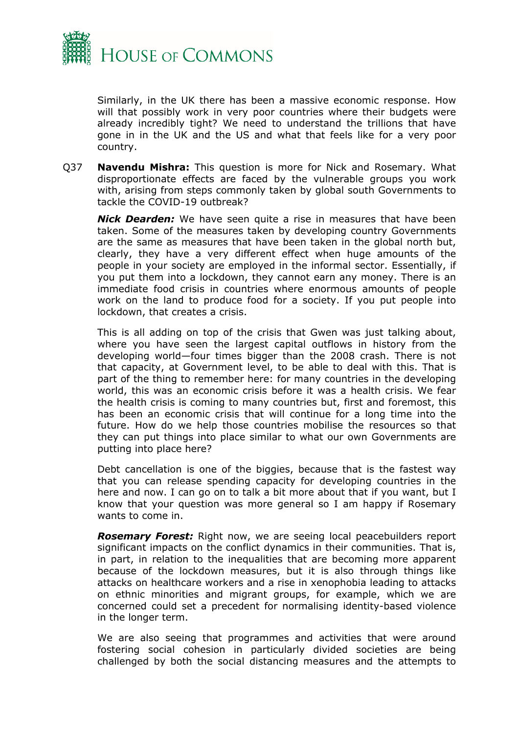Similarly, in the UK there has been a massive economic response. How will that possibly work in very poor countries where their budgets were already incredibly tight? We need to understand the trillions that have gone in in the UK and the US and what that feels like for a very poor country.

Q37 **Navendu Mishra:** This question is more for Nick and Rosemary. What disproportionate effects are faced by the vulnerable groups you work with, arising from steps commonly taken by global south Governments to tackle the COVID-19 outbreak?

***Nick Dearden:*** We have seen quite a rise in measures that have been taken. Some of the measures taken by developing country Governments are the same as measures that have been taken in the global north but, clearly, they have a very different effect when huge amounts of the people in your society are employed in the informal sector. Essentially, if you put them into a lockdown, they cannot earn any money. There is an immediate food crisis in countries where enormous amounts of people work on the land to produce food for a society. If you put people into lockdown, that creates a crisis.

This is all adding on top of the crisis that Gwen was just talking about, where you have seen the largest capital outflows in history from the developing world—four times bigger than the 2008 crash. There is not that capacity, at Government level, to be able to deal with this. That is part of the thing to remember here: for many countries in the developing world, this was an economic crisis before it was a health crisis. We fear the health crisis is coming to many countries but, first and foremost, this has been an economic crisis that will continue for a long time into the future. How do we help those countries mobilise the resources so that they can put things into place similar to what our own Governments are putting into place here?

Debt cancellation is one of the biggies, because that is the fastest way that you can release spending capacity for developing countries in the here and now. I can go on to talk a bit more about that if you want, but I know that your question was more general so I am happy if Rosemary wants to come in.

***Rosemary Forest:*** Right now, we are seeing local peacebuilders report significant impacts on the conflict dynamics in their communities. That is, in part, in relation to the inequalities that are becoming more apparent because of the lockdown measures, but it is also through things like attacks on healthcare workers and a rise in xenophobia leading to attacks on ethnic minorities and migrant groups, for example, which we are concerned could set a precedent for normalising identity-based violence in the longer term.

We are also seeing that programmes and activities that were around fostering social cohesion in particularly divided societies are being challenged by both the social distancing measures and the attempts to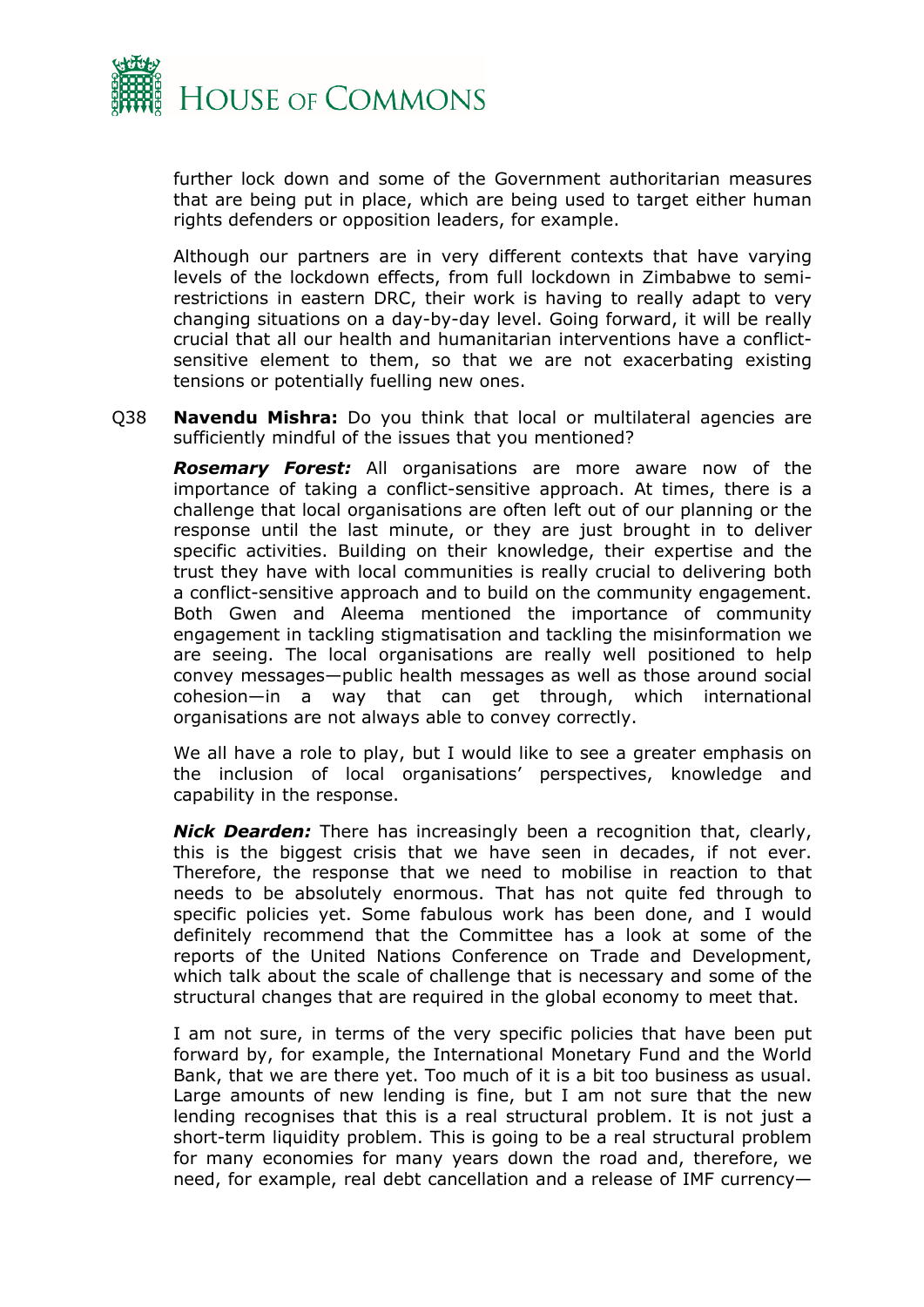further lock down and some of the Government authoritarian measures that are being put in place, which are being used to target either human rights defenders or opposition leaders, for example.

Although our partners are in very different contexts that have varying levels of the lockdown effects, from full lockdown in Zimbabwe to semi-restrictions in eastern DRC, their work is having to really adapt to very changing situations on a day-by-day level. Going forward, it will be really crucial that all our health and humanitarian interventions have a conflict-sensitive element to them, so that we are not exacerbating existing tensions or potentially fuelling new ones.

Q38 **Navendu Mishra:** Do you think that local or multilateral agencies are sufficiently mindful of the issues that you mentioned?

***Rosemary Forest:*** All organisations are more aware now of the importance of taking a conflict-sensitive approach. At times, there is a challenge that local organisations are often left out of our planning or the response until the last minute, or they are just brought in to deliver specific activities. Building on their knowledge, their expertise and the trust they have with local communities is really crucial to delivering both a conflict-sensitive approach and to build on the community engagement. Both Gwen and Aleema mentioned the importance of community engagement in tackling stigmatisation and tackling the misinformation we are seeing. The local organisations are really well positioned to help convey messages—public health messages as well as those around social cohesion—in a way that can get through, which international organisations are not always able to convey correctly.

We all have a role to play, but I would like to see a greater emphasis on the inclusion of local organisations' perspectives, knowledge and capability in the response.

***Nick Dearden:*** There has increasingly been a recognition that, clearly, this is the biggest crisis that we have seen in decades, if not ever. Therefore, the response that we need to mobilise in reaction to that needs to be absolutely enormous. That has not quite fed through to specific policies yet. Some fabulous work has been done, and I would definitely recommend that the Committee has a look at some of the reports of the United Nations Conference on Trade and Development, which talk about the scale of challenge that is necessary and some of the structural changes that are required in the global economy to meet that.

I am not sure, in terms of the very specific policies that have been put forward by, for example, the International Monetary Fund and the World Bank, that we are there yet. Too much of it is a bit too business as usual. Large amounts of new lending is fine, but I am not sure that the new lending recognises that this is a real structural problem. It is not just a short-term liquidity problem. This is going to be a real structural problem for many economies for many years down the road and, therefore, we need, for example, real debt cancellation and a release of IMF currency—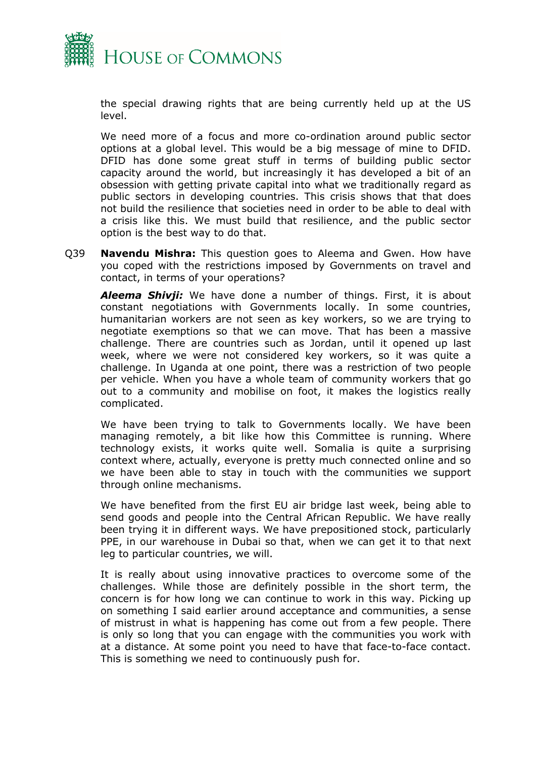the special drawing rights that are being currently held up at the US level.

We need more of a focus and more co-ordination around public sector options at a global level. This would be a big message of mine to DFID. DFID has done some great stuff in terms of building public sector capacity around the world, but increasingly it has developed a bit of an obsession with getting private capital into what we traditionally regard as public sectors in developing countries. This crisis shows that that does not build the resilience that societies need in order to be able to deal with a crisis like this. We must build that resilience, and the public sector option is the best way to do that.

Q39 **Navendu Mishra:** This question goes to Aleema and Gwen. How have you coped with the restrictions imposed by Governments on travel and contact, in terms of your operations?

***Aleema Shivji:*** We have done a number of things. First, it is about constant negotiations with Governments locally. In some countries, humanitarian workers are not seen as key workers, so we are trying to negotiate exemptions so that we can move. That has been a massive challenge. There are countries such as Jordan, until it opened up last week, where we were not considered key workers, so it was quite a challenge. In Uganda at one point, there was a restriction of two people per vehicle. When you have a whole team of community workers that go out to a community and mobilise on foot, it makes the logistics really complicated.

We have been trying to talk to Governments locally. We have been managing remotely, a bit like how this Committee is running. Where technology exists, it works quite well. Somalia is quite a surprising context where, actually, everyone is pretty much connected online and so we have been able to stay in touch with the communities we support through online mechanisms.

We have benefited from the first EU air bridge last week, being able to send goods and people into the Central African Republic. We have really been trying it in different ways. We have prepositioned stock, particularly PPE, in our warehouse in Dubai so that, when we can get it to that next leg to particular countries, we will.

It is really about using innovative practices to overcome some of the challenges. While those are definitely possible in the short term, the concern is for how long we can continue to work in this way. Picking up on something I said earlier around acceptance and communities, a sense of mistrust in what is happening has come out from a few people. There is only so long that you can engage with the communities you work with at a distance. At some point you need to have that face-to-face contact. This is something we need to continuously push for.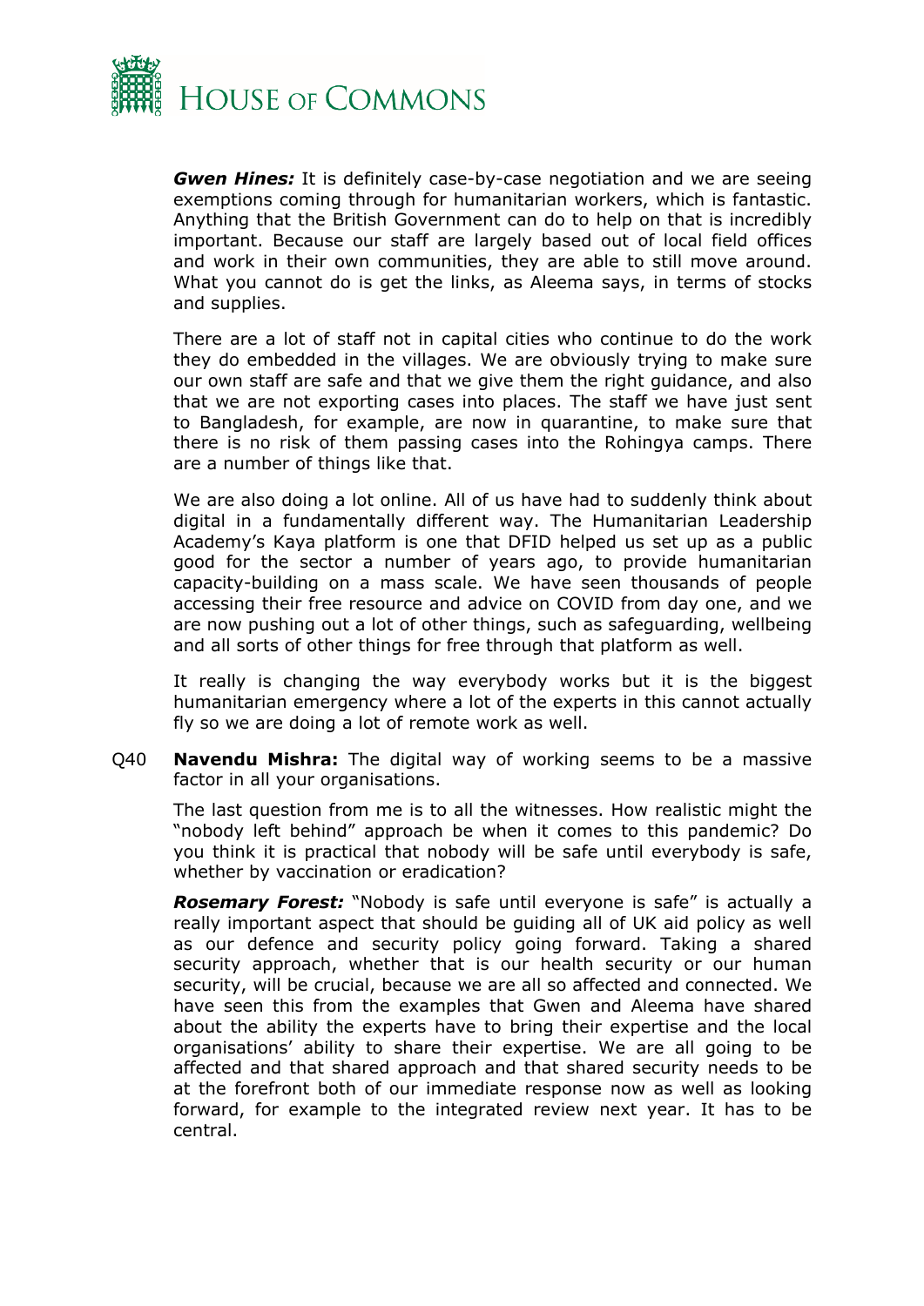***Gwen Hines:*** It is definitely case-by-case negotiation and we are seeing exemptions coming through for humanitarian workers, which is fantastic. Anything that the British Government can do to help on that is incredibly important. Because our staff are largely based out of local field offices and work in their own communities, they are able to still move around. What you cannot do is get the links, as Aleema says, in terms of stocks and supplies.

There are a lot of staff not in capital cities who continue to do the work they do embedded in the villages. We are obviously trying to make sure our own staff are safe and that we give them the right guidance, and also that we are not exporting cases into places. The staff we have just sent to Bangladesh, for example, are now in quarantine, to make sure that there is no risk of them passing cases into the Rohingya camps. There are a number of things like that.

We are also doing a lot online. All of us have had to suddenly think about digital in a fundamentally different way. The Humanitarian Leadership Academy's Kaya platform is one that DFID helped us set up as a public good for the sector a number of years ago, to provide humanitarian capacity-building on a mass scale. We have seen thousands of people accessing their free resource and advice on COVID from day one, and we are now pushing out a lot of other things, such as safeguarding, wellbeing and all sorts of other things for free through that platform as well.

It really is changing the way everybody works but it is the biggest humanitarian emergency where a lot of the experts in this cannot actually fly so we are doing a lot of remote work as well.

Q40 **Navendu Mishra:** The digital way of working seems to be a massive factor in all your organisations.

The last question from me is to all the witnesses. How realistic might the "nobody left behind" approach be when it comes to this pandemic? Do you think it is practical that nobody will be safe until everybody is safe, whether by vaccination or eradication?

***Rosemary Forest:*** "Nobody is safe until everyone is safe" is actually a really important aspect that should be guiding all of UK aid policy as well as our defence and security policy going forward. Taking a shared security approach, whether that is our health security or our human security, will be crucial, because we are all so affected and connected. We have seen this from the examples that Gwen and Aleema have shared about the ability the experts have to bring their expertise and the local organisations' ability to share their expertise. We are all going to be affected and that shared approach and that shared security needs to be at the forefront both of our immediate response now as well as looking forward, for example to the integrated review next year. It has to be central.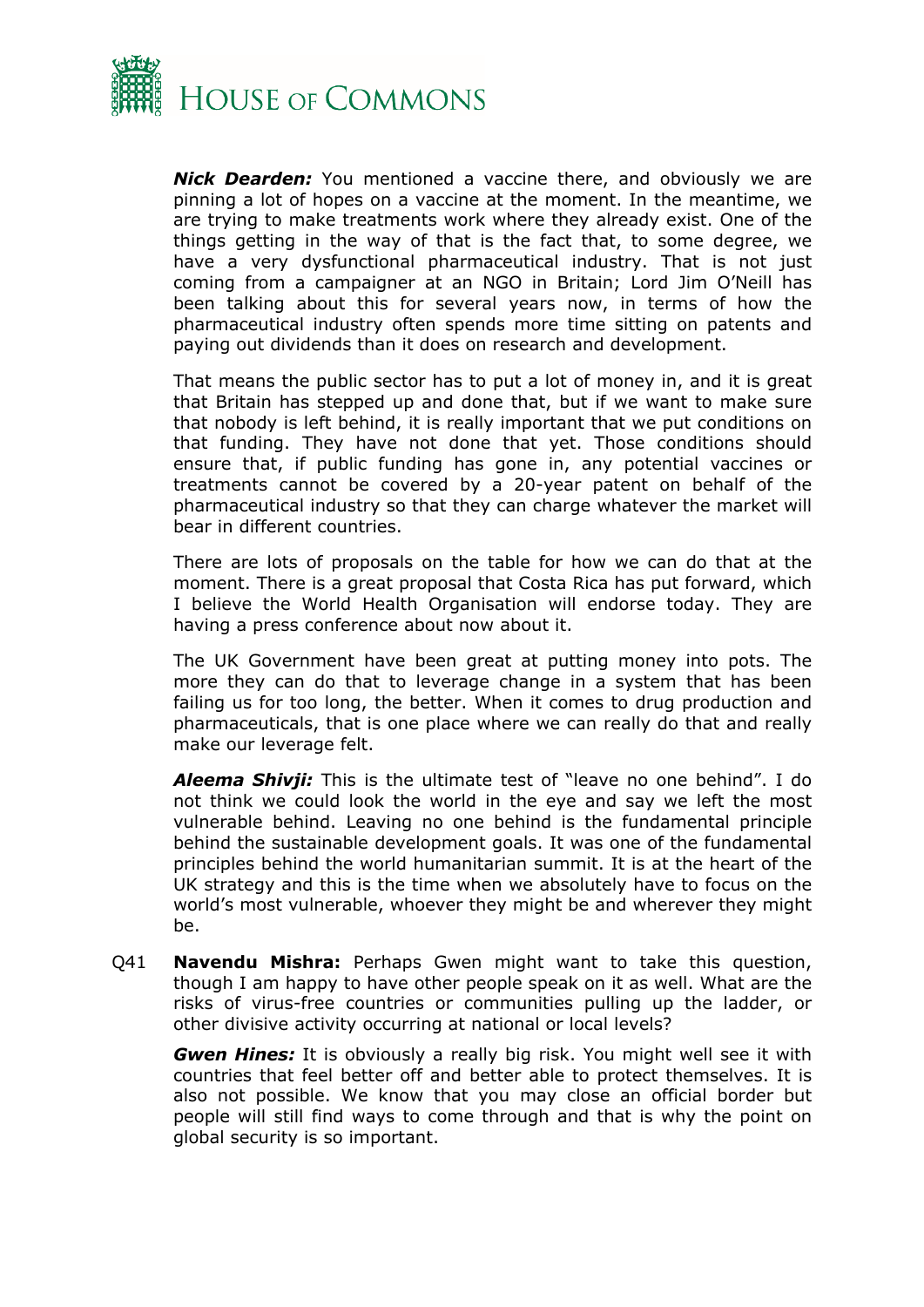***Nick Dearden:*** You mentioned a vaccine there, and obviously we are pinning a lot of hopes on a vaccine at the moment. In the meantime, we are trying to make treatments work where they already exist. One of the things getting in the way of that is the fact that, to some degree, we have a very dysfunctional pharmaceutical industry. That is not just coming from a campaigner at an NGO in Britain; Lord Jim O'Neill has been talking about this for several years now, in terms of how the pharmaceutical industry often spends more time sitting on patents and paying out dividends than it does on research and development.

That means the public sector has to put a lot of money in, and it is great that Britain has stepped up and done that, but if we want to make sure that nobody is left behind, it is really important that we put conditions on that funding. They have not done that yet. Those conditions should ensure that, if public funding has gone in, any potential vaccines or treatments cannot be covered by a 20-year patent on behalf of the pharmaceutical industry so that they can charge whatever the market will bear in different countries.

There are lots of proposals on the table for how we can do that at the moment. There is a great proposal that Costa Rica has put forward, which I believe the World Health Organisation will endorse today. They are having a press conference about now about it.

The UK Government have been great at putting money into pots. The more they can do that to leverage change in a system that has been failing us for too long, the better. When it comes to drug production and pharmaceuticals, that is one place where we can really do that and really make our leverage felt.

***Aleema Shivji:*** This is the ultimate test of "leave no one behind". I do not think we could look the world in the eye and say we left the most vulnerable behind. Leaving no one behind is the fundamental principle behind the sustainable development goals. It was one of the fundamental principles behind the world humanitarian summit. It is at the heart of the UK strategy and this is the time when we absolutely have to focus on the world's most vulnerable, whoever they might be and wherever they might be.

Q41 **Navendu Mishra:** Perhaps Gwen might want to take this question, though I am happy to have other people speak on it as well. What are the risks of virus-free countries or communities pulling up the ladder, or other divisive activity occurring at national or local levels?

***Gwen Hines:*** It is obviously a really big risk. You might well see it with countries that feel better off and better able to protect themselves. It is also not possible. We know that you may close an official border but people will still find ways to come through and that is why the point on global security is so important.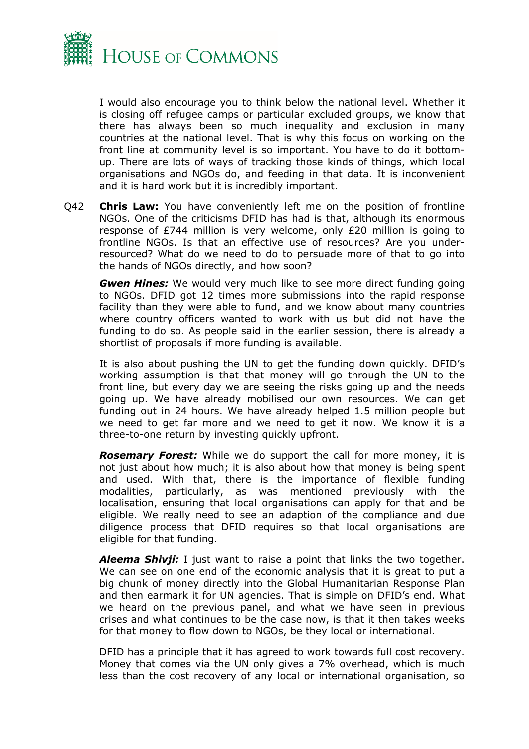I would also encourage you to think below the national level. Whether it is closing off refugee camps or particular excluded groups, we know that there has always been so much inequality and exclusion in many countries at the national level. That is why this focus on working on the front line at community level is so important. You have to do it bottom-up. There are lots of ways of tracking those kinds of things, which local organisations and NGOs do, and feeding in that data. It is inconvenient and it is hard work but it is incredibly important.

Q42 **Chris Law:** You have conveniently left me on the position of frontline NGOs. One of the criticisms DFID has had is that, although its enormous response of £744 million is very welcome, only £20 million is going to frontline NGOs. Is that an effective use of resources? Are you under-resourced? What do we need to do to persuade more of that to go into the hands of NGOs directly, and how soon?

***Gwen Hines:*** We would very much like to see more direct funding going to NGOs. DFID got 12 times more submissions into the rapid response facility than they were able to fund, and we know about many countries where country officers wanted to work with us but did not have the funding to do so. As people said in the earlier session, there is already a shortlist of proposals if more funding is available.

It is also about pushing the UN to get the funding down quickly. DFID's working assumption is that that money will go through the UN to the front line, but every day we are seeing the risks going up and the needs going up. We have already mobilised our own resources. We can get funding out in 24 hours. We have already helped 1.5 million people but we need to get far more and we need to get it now. We know it is a three-to-one return by investing quickly upfront.

***Rosemary Forest:*** While we do support the call for more money, it is not just about how much; it is also about how that money is being spent and used. With that, there is the importance of flexible funding modalities, particularly, as was mentioned previously with the localisation, ensuring that local organisations can apply for that and be eligible. We really need to see an adaption of the compliance and due diligence process that DFID requires so that local organisations are eligible for that funding.

***Aleema Shivji:*** I just want to raise a point that links the two together. We can see on one end of the economic analysis that it is great to put a big chunk of money directly into the Global Humanitarian Response Plan and then earmark it for UN agencies. That is simple on DFID's end. What we heard on the previous panel, and what we have seen in previous crises and what continues to be the case now, is that it then takes weeks for that money to flow down to NGOs, be they local or international.

DFID has a principle that it has agreed to work towards full cost recovery. Money that comes via the UN only gives a 7% overhead, which is much less than the cost recovery of any local or international organisation, so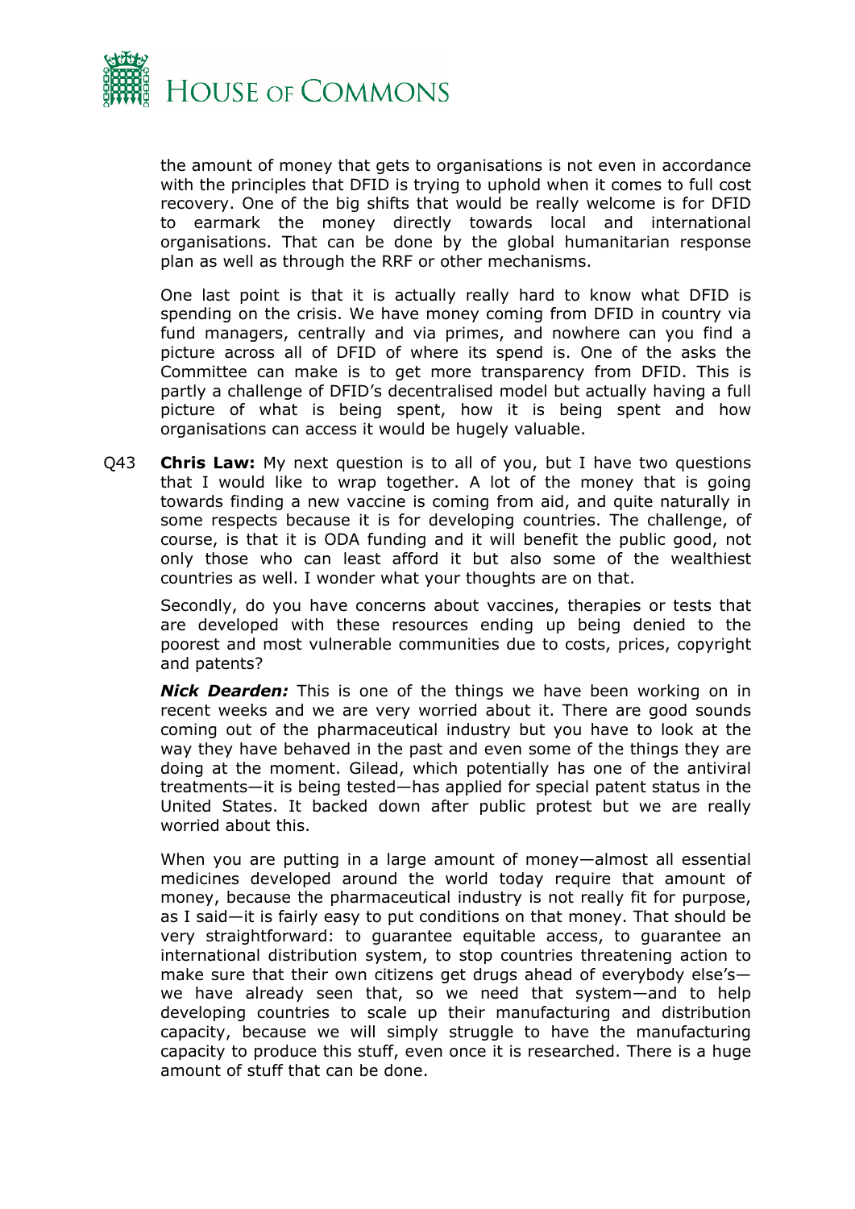the amount of money that gets to organisations is not even in accordance with the principles that DFID is trying to uphold when it comes to full cost recovery. One of the big shifts that would be really welcome is for DFID to earmark the money directly towards local and international organisations. That can be done by the global humanitarian response plan as well as through the RRF or other mechanisms.

One last point is that it is actually really hard to know what DFID is spending on the crisis. We have money coming from DFID in country via fund managers, centrally and via primes, and nowhere can you find a picture across all of DFID of where its spend is. One of the asks the Committee can make is to get more transparency from DFID. This is partly a challenge of DFID's decentralised model but actually having a full picture of what is being spent, how it is being spent and how organisations can access it would be hugely valuable.

Q43 **Chris Law:** My next question is to all of you, but I have two questions that I would like to wrap together. A lot of the money that is going towards finding a new vaccine is coming from aid, and quite naturally in some respects because it is for developing countries. The challenge, of course, is that it is ODA funding and it will benefit the public good, not only those who can least afford it but also some of the wealthiest countries as well. I wonder what your thoughts are on that.

Secondly, do you have concerns about vaccines, therapies or tests that are developed with these resources ending up being denied to the poorest and most vulnerable communities due to costs, prices, copyright and patents?

***Nick Dearden:*** This is one of the things we have been working on in recent weeks and we are very worried about it. There are good sounds coming out of the pharmaceutical industry but you have to look at the way they have behaved in the past and even some of the things they are doing at the moment. Gilead, which potentially has one of the antiviral treatments—it is being tested—has applied for special patent status in the United States. It backed down after public protest but we are really worried about this.

When you are putting in a large amount of money—almost all essential medicines developed around the world today require that amount of money, because the pharmaceutical industry is not really fit for purpose, as I said—it is fairly easy to put conditions on that money. That should be very straightforward: to guarantee equitable access, to guarantee an international distribution system, to stop countries threatening action to make sure that their own citizens get drugs ahead of everybody else's—we have already seen that, so we need that system—and to help developing countries to scale up their manufacturing and distribution capacity, because we will simply struggle to have the manufacturing capacity to produce this stuff, even once it is researched. There is a huge amount of stuff that can be done.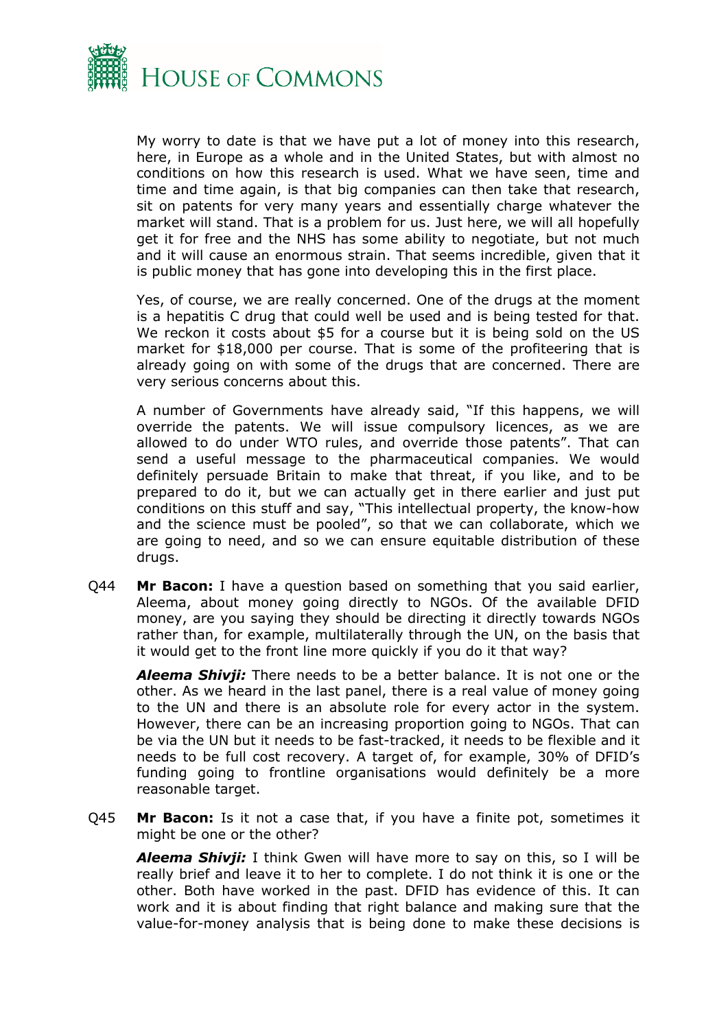My worry to date is that we have put a lot of money into this research, here, in Europe as a whole and in the United States, but with almost no conditions on how this research is used. What we have seen, time and time and time again, is that big companies can then take that research, sit on patents for very many years and essentially charge whatever the market will stand. That is a problem for us. Just here, we will all hopefully get it for free and the NHS has some ability to negotiate, but not much and it will cause an enormous strain. That seems incredible, given that it is public money that has gone into developing this in the first place.

Yes, of course, we are really concerned. One of the drugs at the moment is a hepatitis C drug that could well be used and is being tested for that. We reckon it costs about $5 for a course but it is being sold on the US market for $18,000 per course. That is some of the profiteering that is already going on with some of the drugs that are concerned. There are very serious concerns about this.

A number of Governments have already said, "If this happens, we will override the patents. We will issue compulsory licences, as we are allowed to do under WTO rules, and override those patents". That can send a useful message to the pharmaceutical companies. We would definitely persuade Britain to make that threat, if you like, and to be prepared to do it, but we can actually get in there earlier and just put conditions on this stuff and say, "This intellectual property, the know-how and the science must be pooled", so that we can collaborate, which we are going to need, and so we can ensure equitable distribution of these drugs.

Q44 **Mr Bacon:** I have a question based on something that you said earlier, Aleema, about money going directly to NGOs. Of the available DFID money, are you saying they should be directing it directly towards NGOs rather than, for example, multilaterally through the UN, on the basis that it would get to the front line more quickly if you do it that way?

***Aleema Shivji:*** There needs to be a better balance. It is not one or the other. As we heard in the last panel, there is a real value of money going to the UN and there is an absolute role for every actor in the system. However, there can be an increasing proportion going to NGOs. That can be via the UN but it needs to be fast-tracked, it needs to be flexible and it needs to be full cost recovery. A target of, for example, 30% of DFID's funding going to frontline organisations would definitely be a more reasonable target.

Q45 **Mr Bacon:** Is it not a case that, if you have a finite pot, sometimes it might be one or the other?

***Aleema Shivji:*** I think Gwen will have more to say on this, so I will be really brief and leave it to her to complete. I do not think it is one or the other. Both have worked in the past. DFID has evidence of this. It can work and it is about finding that right balance and making sure that the value-for-money analysis that is being done to make these decisions is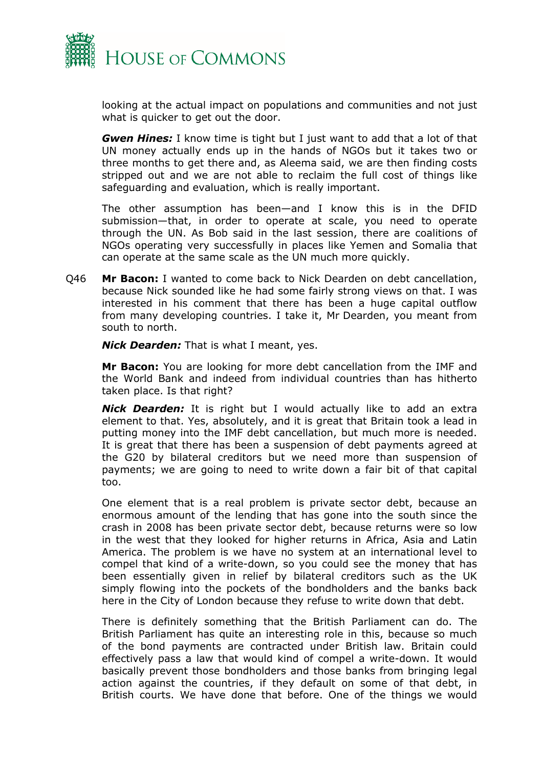looking at the actual impact on populations and communities and not just what is quicker to get out the door.

***Gwen Hines:*** I know time is tight but I just want to add that a lot of that UN money actually ends up in the hands of NGOs but it takes two or three months to get there and, as Aleema said, we are then finding costs stripped out and we are not able to reclaim the full cost of things like safeguarding and evaluation, which is really important.

The other assumption has been—and I know this is in the DFID submission—that, in order to operate at scale, you need to operate through the UN. As Bob said in the last session, there are coalitions of NGOs operating very successfully in places like Yemen and Somalia that can operate at the same scale as the UN much more quickly.

Q46 **Mr Bacon:** I wanted to come back to Nick Dearden on debt cancellation, because Nick sounded like he had some fairly strong views on that. I was interested in his comment that there has been a huge capital outflow from many developing countries. I take it, Mr Dearden, you meant from south to north.

***Nick Dearden:*** That is what I meant, yes.

**Mr Bacon:** You are looking for more debt cancellation from the IMF and the World Bank and indeed from individual countries than has hitherto taken place. Is that right?

***Nick Dearden:*** It is right but I would actually like to add an extra element to that. Yes, absolutely, and it is great that Britain took a lead in putting money into the IMF debt cancellation, but much more is needed. It is great that there has been a suspension of debt payments agreed at the G20 by bilateral creditors but we need more than suspension of payments; we are going to need to write down a fair bit of that capital too.

One element that is a real problem is private sector debt, because an enormous amount of the lending that has gone into the south since the crash in 2008 has been private sector debt, because returns were so low in the west that they looked for higher returns in Africa, Asia and Latin America. The problem is we have no system at an international level to compel that kind of a write-down, so you could see the money that has been essentially given in relief by bilateral creditors such as the UK simply flowing into the pockets of the bondholders and the banks back here in the City of London because they refuse to write down that debt.

There is definitely something that the British Parliament can do. The British Parliament has quite an interesting role in this, because so much of the bond payments are contracted under British law. Britain could effectively pass a law that would kind of compel a write-down. It would basically prevent those bondholders and those banks from bringing legal action against the countries, if they default on some of that debt, in British courts. We have done that before. One of the things we would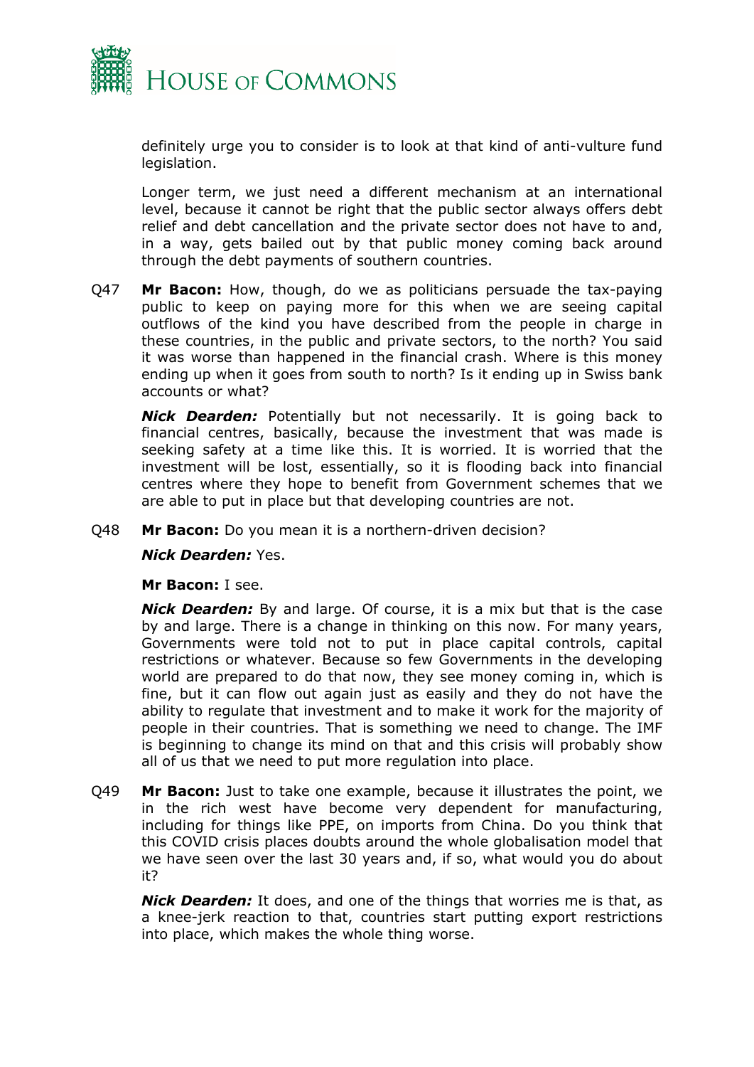definitely urge you to consider is to look at that kind of anti-vulture fund legislation.

Longer term, we just need a different mechanism at an international level, because it cannot be right that the public sector always offers debt relief and debt cancellation and the private sector does not have to and, in a way, gets bailed out by that public money coming back around through the debt payments of southern countries.

Q47 **Mr Bacon:** How, though, do we as politicians persuade the tax-paying public to keep on paying more for this when we are seeing capital outflows of the kind you have described from the people in charge in these countries, in the public and private sectors, to the north? You said it was worse than happened in the financial crash. Where is this money ending up when it goes from south to north? Is it ending up in Swiss bank accounts or what?

***Nick Dearden:*** Potentially but not necessarily. It is going back to financial centres, basically, because the investment that was made is seeking safety at a time like this. It is worried. It is worried that the investment will be lost, essentially, so it is flooding back into financial centres where they hope to benefit from Government schemes that we are able to put in place but that developing countries are not.

Q48 **Mr Bacon:** Do you mean it is a northern-driven decision?

***Nick Dearden:*** Yes.

**Mr Bacon:** I see.

***Nick Dearden:*** By and large. Of course, it is a mix but that is the case by and large. There is a change in thinking on this now. For many years, Governments were told not to put in place capital controls, capital restrictions or whatever. Because so few Governments in the developing world are prepared to do that now, they see money coming in, which is fine, but it can flow out again just as easily and they do not have the ability to regulate that investment and to make it work for the majority of people in their countries. That is something we need to change. The IMF is beginning to change its mind on that and this crisis will probably show all of us that we need to put more regulation into place.

Q49 **Mr Bacon:** Just to take one example, because it illustrates the point, we in the rich west have become very dependent for manufacturing, including for things like PPE, on imports from China. Do you think that this COVID crisis places doubts around the whole globalisation model that we have seen over the last 30 years and, if so, what would you do about it?

***Nick Dearden:*** It does, and one of the things that worries me is that, as a knee-jerk reaction to that, countries start putting export restrictions into place, which makes the whole thing worse.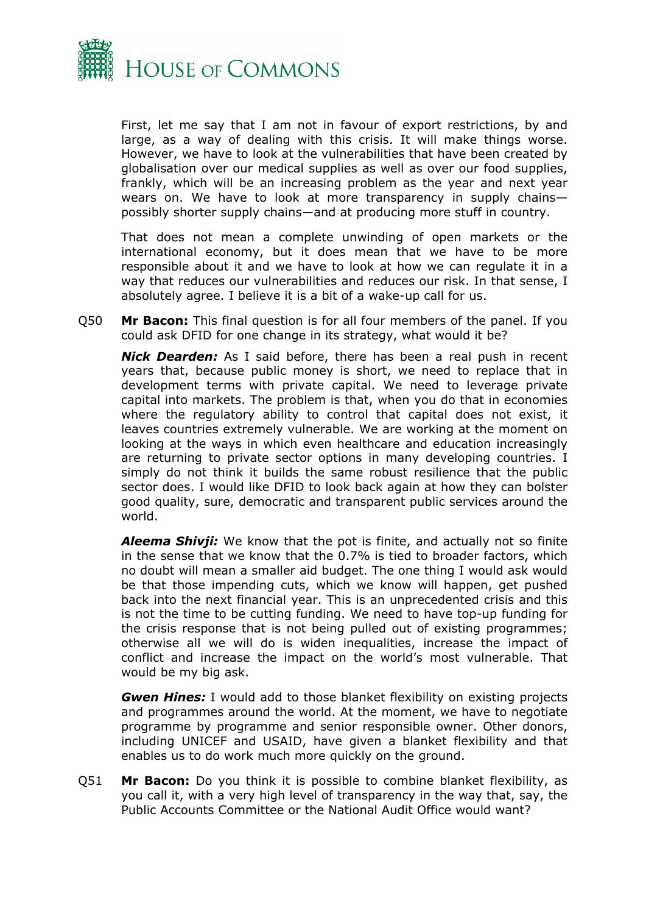First, let me say that I am not in favour of export restrictions, by and large, as a way of dealing with this crisis. It will make things worse. However, we have to look at the vulnerabilities that have been created by globalisation over our medical supplies as well as over our food supplies, frankly, which will be an increasing problem as the year and next year wears on. We have to look at more transparency in supply chains—possibly shorter supply chains—and at producing more stuff in country.

That does not mean a complete unwinding of open markets or the international economy, but it does mean that we have to be more responsible about it and we have to look at how we can regulate it in a way that reduces our vulnerabilities and reduces our risk. In that sense, I absolutely agree. I believe it is a bit of a wake-up call for us.

Q50 **Mr Bacon:** This final question is for all four members of the panel. If you could ask DFID for one change in its strategy, what would it be?

***Nick Dearden:*** As I said before, there has been a real push in recent years that, because public money is short, we need to replace that in development terms with private capital. We need to leverage private capital into markets. The problem is that, when you do that in economies where the regulatory ability to control that capital does not exist, it leaves countries extremely vulnerable. We are working at the moment on looking at the ways in which even healthcare and education increasingly are returning to private sector options in many developing countries. I simply do not think it builds the same robust resilience that the public sector does. I would like DFID to look back again at how they can bolster good quality, sure, democratic and transparent public services around the world.

***Aleema Shivji:*** We know that the pot is finite, and actually not so finite in the sense that we know that the 0.7% is tied to broader factors, which no doubt will mean a smaller aid budget. The one thing I would ask would be that those impending cuts, which we know will happen, get pushed back into the next financial year. This is an unprecedented crisis and this is not the time to be cutting funding. We need to have top-up funding for the crisis response that is not being pulled out of existing programmes; otherwise all we will do is widen inequalities, increase the impact of conflict and increase the impact on the world's most vulnerable. That would be my big ask.

***Gwen Hines:*** I would add to those blanket flexibility on existing projects and programmes around the world. At the moment, we have to negotiate programme by programme and senior responsible owner. Other donors, including UNICEF and USAID, have given a blanket flexibility and that enables us to do work much more quickly on the ground.

Q51 **Mr Bacon:** Do you think it is possible to combine blanket flexibility, as you call it, with a very high level of transparency in the way that, say, the Public Accounts Committee or the National Audit Office would want?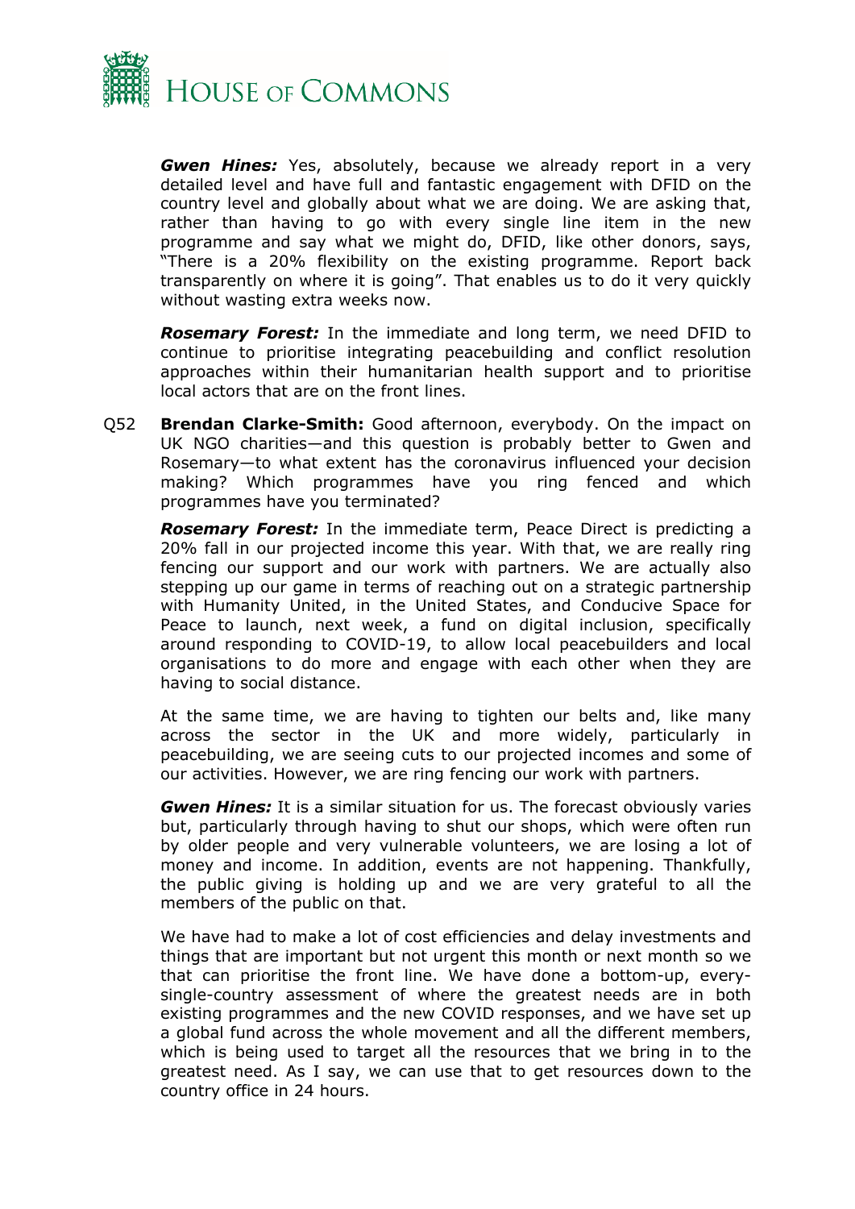***Gwen Hines:*** Yes, absolutely, because we already report in a very detailed level and have full and fantastic engagement with DFID on the country level and globally about what we are doing. We are asking that, rather than having to go with every single line item in the new programme and say what we might do, DFID, like other donors, says, "There is a 20% flexibility on the existing programme. Report back transparently on where it is going". That enables us to do it very quickly without wasting extra weeks now.

***Rosemary Forest:*** In the immediate and long term, we need DFID to continue to prioritise integrating peacebuilding and conflict resolution approaches within their humanitarian health support and to prioritise local actors that are on the front lines.

Q52 **Brendan Clarke-Smith:** Good afternoon, everybody. On the impact on UK NGO charities—and this question is probably better to Gwen and Rosemary—to what extent has the coronavirus influenced your decision making? Which programmes have you ring fenced and which programmes have you terminated?

***Rosemary Forest:*** In the immediate term, Peace Direct is predicting a 20% fall in our projected income this year. With that, we are really ring fencing our support and our work with partners. We are actually also stepping up our game in terms of reaching out on a strategic partnership with Humanity United, in the United States, and Conducive Space for Peace to launch, next week, a fund on digital inclusion, specifically around responding to COVID-19, to allow local peacebuilders and local organisations to do more and engage with each other when they are having to social distance.

At the same time, we are having to tighten our belts and, like many across the sector in the UK and more widely, particularly in peacebuilding, we are seeing cuts to our projected incomes and some of our activities. However, we are ring fencing our work with partners.

***Gwen Hines:*** It is a similar situation for us. The forecast obviously varies but, particularly through having to shut our shops, which were often run by older people and very vulnerable volunteers, we are losing a lot of money and income. In addition, events are not happening. Thankfully, the public giving is holding up and we are very grateful to all the members of the public on that.

We have had to make a lot of cost efficiencies and delay investments and things that are important but not urgent this month or next month so we that can prioritise the front line. We have done a bottom-up, every-single-country assessment of where the greatest needs are in both existing programmes and the new COVID responses, and we have set up a global fund across the whole movement and all the different members, which is being used to target all the resources that we bring in to the greatest need. As I say, we can use that to get resources down to the country office in 24 hours.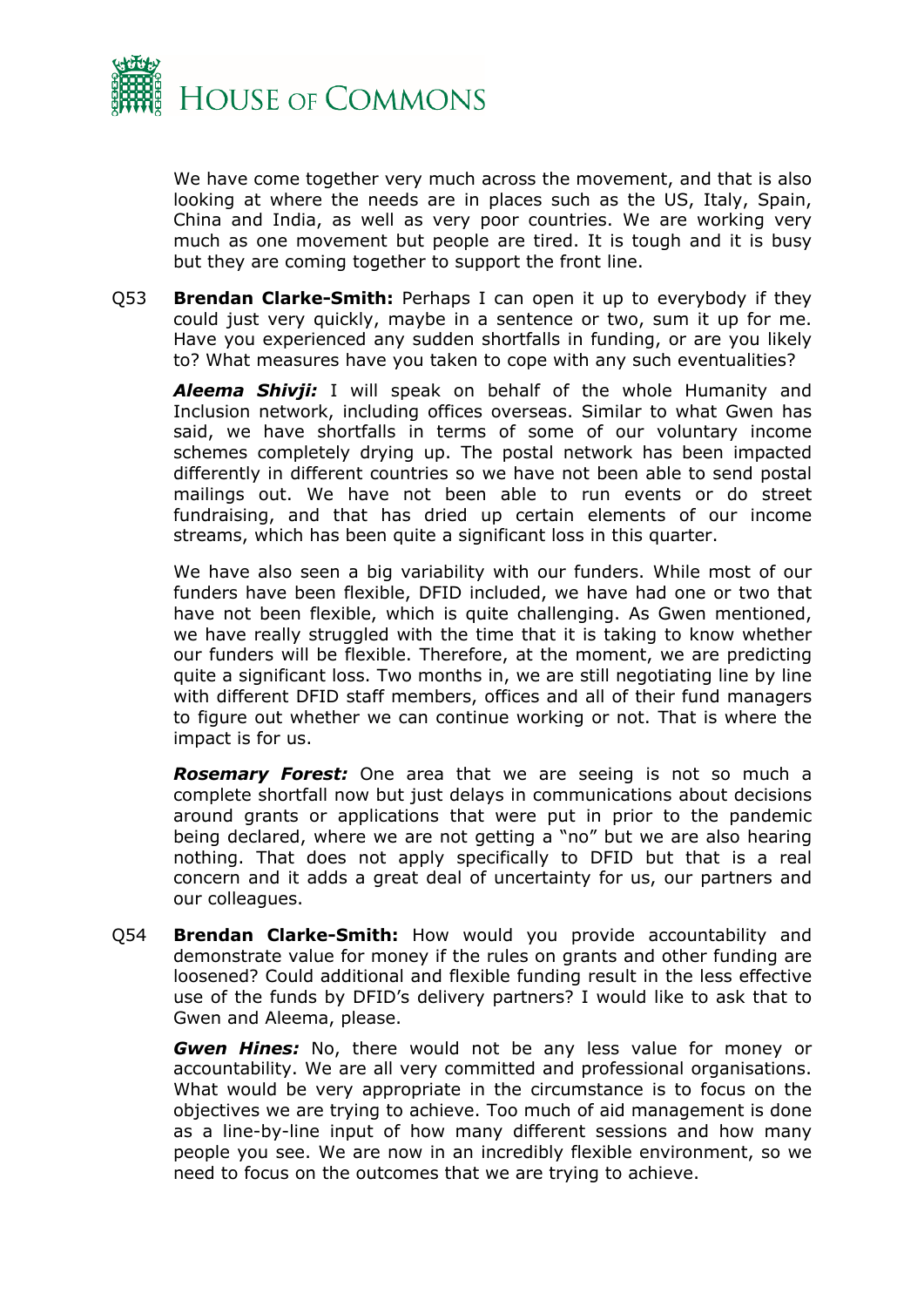We have come together very much across the movement, and that is also looking at where the needs are in places such as the US, Italy, Spain, China and India, as well as very poor countries. We are working very much as one movement but people are tired. It is tough and it is busy but they are coming together to support the front line.

Q53 **Brendan Clarke-Smith:** Perhaps I can open it up to everybody if they could just very quickly, maybe in a sentence or two, sum it up for me. Have you experienced any sudden shortfalls in funding, or are you likely to? What measures have you taken to cope with any such eventualities?

***Aleema Shivji:*** I will speak on behalf of the whole Humanity and Inclusion network, including offices overseas. Similar to what Gwen has said, we have shortfalls in terms of some of our voluntary income schemes completely drying up. The postal network has been impacted differently in different countries so we have not been able to send postal mailings out. We have not been able to run events or do street fundraising, and that has dried up certain elements of our income streams, which has been quite a significant loss in this quarter.

We have also seen a big variability with our funders. While most of our funders have been flexible, DFID included, we have had one or two that have not been flexible, which is quite challenging. As Gwen mentioned, we have really struggled with the time that it is taking to know whether our funders will be flexible. Therefore, at the moment, we are predicting quite a significant loss. Two months in, we are still negotiating line by line with different DFID staff members, offices and all of their fund managers to figure out whether we can continue working or not. That is where the impact is for us.

***Rosemary Forest:*** One area that we are seeing is not so much a complete shortfall now but just delays in communications about decisions around grants or applications that were put in prior to the pandemic being declared, where we are not getting a "no" but we are also hearing nothing. That does not apply specifically to DFID but that is a real concern and it adds a great deal of uncertainty for us, our partners and our colleagues.

Q54 **Brendan Clarke-Smith:** How would you provide accountability and demonstrate value for money if the rules on grants and other funding are loosened? Could additional and flexible funding result in the less effective use of the funds by DFID's delivery partners? I would like to ask that to Gwen and Aleema, please.

***Gwen Hines:*** No, there would not be any less value for money or accountability. We are all very committed and professional organisations. What would be very appropriate in the circumstance is to focus on the objectives we are trying to achieve. Too much of aid management is done as a line-by-line input of how many different sessions and how many people you see. We are now in an incredibly flexible environment, so we need to focus on the outcomes that we are trying to achieve.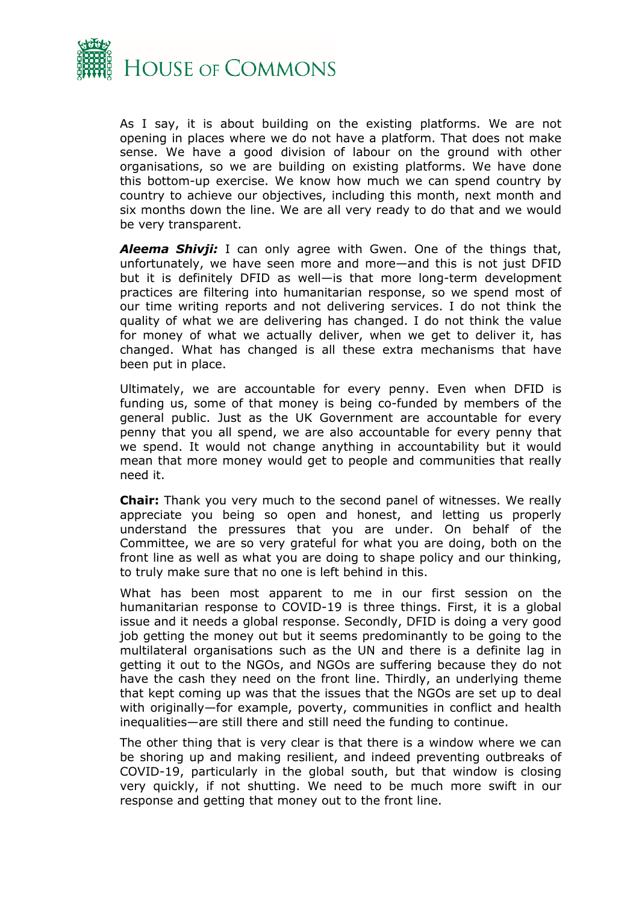As I say, it is about building on the existing platforms. We are not opening in places where we do not have a platform. That does not make sense. We have a good division of labour on the ground with other organisations, so we are building on existing platforms. We have done this bottom-up exercise. We know how much we can spend country by country to achieve our objectives, including this month, next month and six months down the line. We are all very ready to do that and we would be very transparent.

***Aleema Shivji:*** I can only agree with Gwen. One of the things that, unfortunately, we have seen more and more—and this is not just DFID but it is definitely DFID as well—is that more long-term development practices are filtering into humanitarian response, so we spend most of our time writing reports and not delivering services. I do not think the quality of what we are delivering has changed. I do not think the value for money of what we actually deliver, when we get to deliver it, has changed. What has changed is all these extra mechanisms that have been put in place.

Ultimately, we are accountable for every penny. Even when DFID is funding us, some of that money is being co-funded by members of the general public. Just as the UK Government are accountable for every penny that you all spend, we are also accountable for every penny that we spend. It would not change anything in accountability but it would mean that more money would get to people and communities that really need it.

**Chair:** Thank you very much to the second panel of witnesses. We really appreciate you being so open and honest, and letting us properly understand the pressures that you are under. On behalf of the Committee, we are so very grateful for what you are doing, both on the front line as well as what you are doing to shape policy and our thinking, to truly make sure that no one is left behind in this.

What has been most apparent to me in our first session on the humanitarian response to COVID-19 is three things. First, it is a global issue and it needs a global response. Secondly, DFID is doing a very good job getting the money out but it seems predominantly to be going to the multilateral organisations such as the UN and there is a definite lag in getting it out to the NGOs, and NGOs are suffering because they do not have the cash they need on the front line. Thirdly, an underlying theme that kept coming up was that the issues that the NGOs are set up to deal with originally—for example, poverty, communities in conflict and health inequalities—are still there and still need the funding to continue.

The other thing that is very clear is that there is a window where we can be shoring up and making resilient, and indeed preventing outbreaks of COVID-19, particularly in the global south, but that window is closing very quickly, if not shutting. We need to be much more swift in our response and getting that money out to the front line.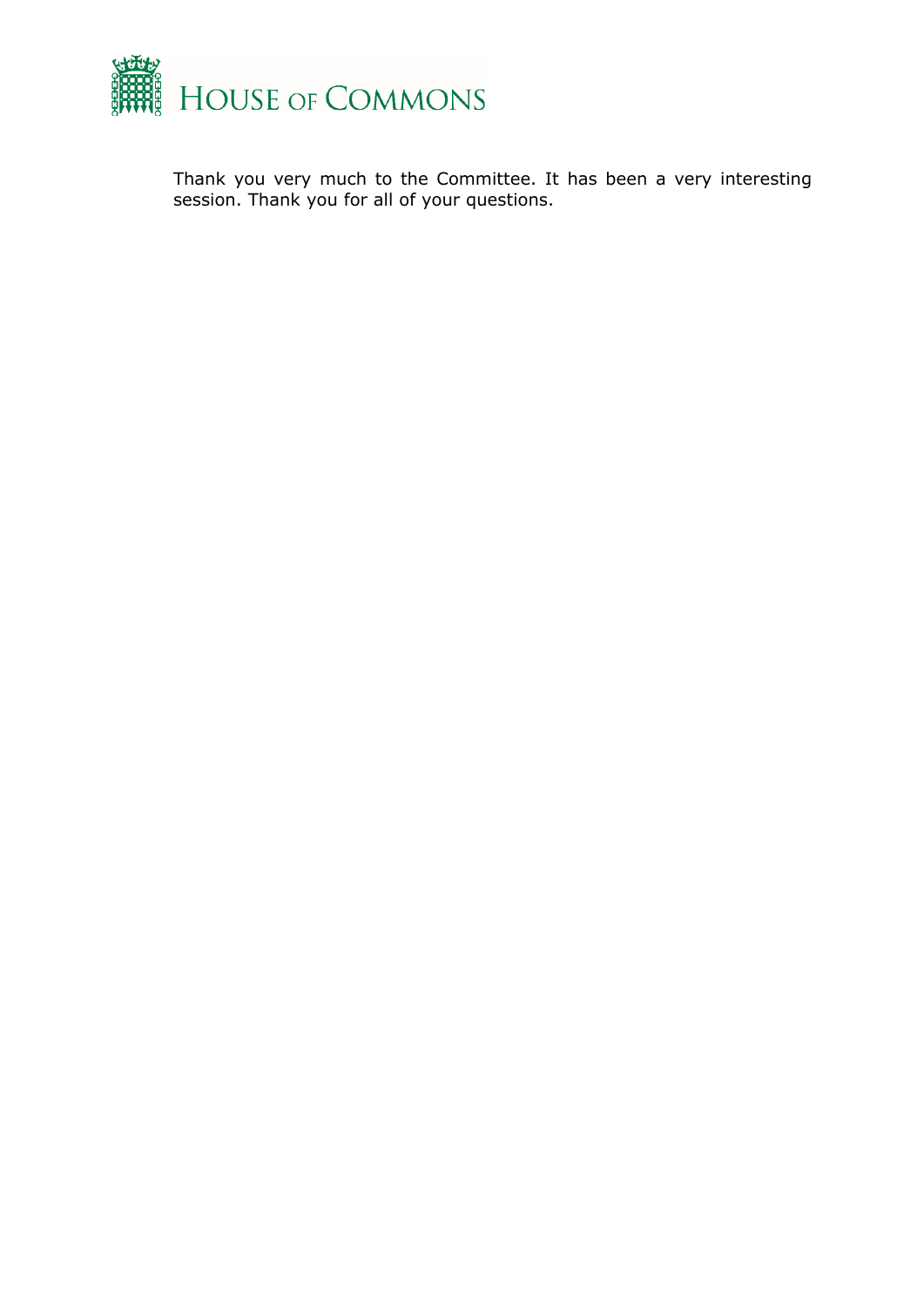Thank you very much to the Committee. It has been a very interesting session. Thank you for all of your questions.